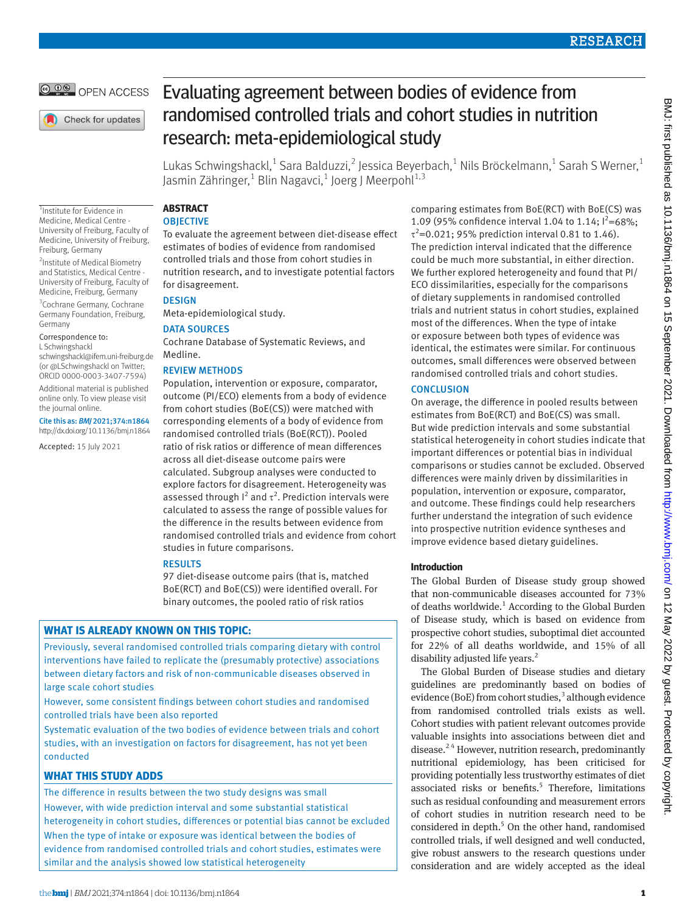# Evaluating agreement between bodies of evidence from randomised controlled trials and cohort studies in nutrition research: meta-epidemiological study

Lukas Schwingshackl,[1] Sara Balduzzi,[2] Jessica Beyerbach,[1] Nils Bröckelmann,[1] Sarah S Werner,[1] Jasmin Zähringer,[1] Blin Nagavci,[1] Joerg J Meerpohl[1,3]

[1]Institute for Evidence in Medicine, Medical Centre - University of Freiburg, Faculty of Medicine, University of Freiburg, Freiburg, Germany

[2]Institute of Medical Biometry and Statistics, Medical Centre - University of Freiburg, Faculty of Medicine, Freiburg, Germany

[3]Cochrane Germany, Cochrane Germany Foundation, Freiburg, Germany

Correspondence to: L Schwingshackl schwingshackl@ifem.uni-freiburg.de (or @LSchwingshackl on Twitter; ORCID 0000-0003-3407-7594)

Additional material is published online only. To view please visit the journal online.

Cite this as: *BMJ* 2021;374:n1864 http://dx.doi.org/10.1136/bmj.n1864

Accepted: 15 July 2021

## ABSTRACT

### OBJECTIVE

To evaluate the agreement between diet-disease effect estimates of bodies of evidence from randomised controlled trials and those from cohort studies in nutrition research, and to investigate potential factors for disagreement.

### DESIGN

Meta-epidemiological study.

### DATA SOURCES

Cochrane Database of Systematic Reviews, and Medline.

### REVIEW METHODS

Population, intervention or exposure, comparator, outcome (PI/ECO) elements from a body of evidence from cohort studies (BoE(CS)) were matched with corresponding elements of a body of evidence from randomised controlled trials (BoE(RCT)). Pooled ratio of risk ratios or difference of mean differences across all diet-disease outcome pairs were calculated. Subgroup analyses were conducted to explore factors for disagreement. Heterogeneity was assessed through $I^2$ and $\tau^2$. Prediction intervals were calculated to assess the range of possible values for the difference in the results between evidence from randomised controlled trials and evidence from cohort studies in future comparisons.

### RESULTS

97 diet-disease outcome pairs (that is, matched BoE(RCT) and BoE(CS)) were identified overall. For binary outcomes, the pooled ratio of risk ratios comparing estimates from BoE(RCT) with BoE(CS) was 1.09 (95% confidence interval 1.04 to 1.14; $I^2$=68%; $\tau^2$=0.021; 95% prediction interval 0.81 to 1.46). The prediction interval indicated that the difference could be much more substantial, in either direction. We further explored heterogeneity and found that PI/ECO dissimilarities, especially for the comparisons of dietary supplements in randomised controlled trials and nutrient status in cohort studies, explained most of the differences. When the type of intake or exposure between both types of evidence was identical, the estimates were similar. For continuous outcomes, small differences were observed between randomised controlled trials and cohort studies.

### CONCLUSION

On average, the difference in pooled results between estimates from BoE(RCT) and BoE(CS) was small. But wide prediction intervals and some substantial statistical heterogeneity in cohort studies indicate that important differences or potential bias in individual comparisons or studies cannot be excluded. Observed differences were mainly driven by dissimilarities in population, intervention or exposure, comparator, and outcome. These findings could help researchers further understand the integration of such evidence into prospective nutrition evidence syntheses and improve evidence based dietary guidelines.

## WHAT IS ALREADY KNOWN ON THIS TOPIC:

Previously, several randomised controlled trials comparing dietary with control interventions have failed to replicate the (presumably protective) associations between dietary factors and risk of non-communicable diseases observed in large scale cohort studies

However, some consistent findings between cohort studies and randomised controlled trials have been also reported

Systematic evaluation of the two bodies of evidence between trials and cohort studies, with an investigation on factors for disagreement, has not yet been conducted

## WHAT THIS STUDY ADDS

The difference in results between the two study designs was small

However, with wide prediction interval and some substantial statistical heterogeneity in cohort studies, differences or potential bias cannot be excluded

When the type of intake or exposure was identical between the bodies of evidence from randomised controlled trials and cohort studies, estimates were similar and the analysis showed low statistical heterogeneity

## Introduction

The Global Burden of Disease study group showed that non-communicable diseases accounted for 73% of deaths worldwide.[1] According to the Global Burden of Disease study, which is based on evidence from prospective cohort studies, suboptimal diet accounted for 22% of all deaths worldwide, and 15% of all disability adjusted life years.[2]

The Global Burden of Disease studies and dietary guidelines are predominantly based on bodies of evidence (BoE) from cohort studies,[3] although evidence from randomised controlled trials exists as well. Cohort studies with patient relevant outcomes provide valuable insights into associations between diet and disease.[2,4] However, nutrition research, predominantly nutritional epidemiology, has been criticised for providing potentially less trustworthy estimates of diet associated risks or benefits.[5] Therefore, limitations such as residual confounding and measurement errors of cohort studies in nutrition research need to be considered in depth.[5] On the other hand, randomised controlled trials, if well designed and well conducted, give robust answers to the research questions under consideration and are widely accepted as the ideal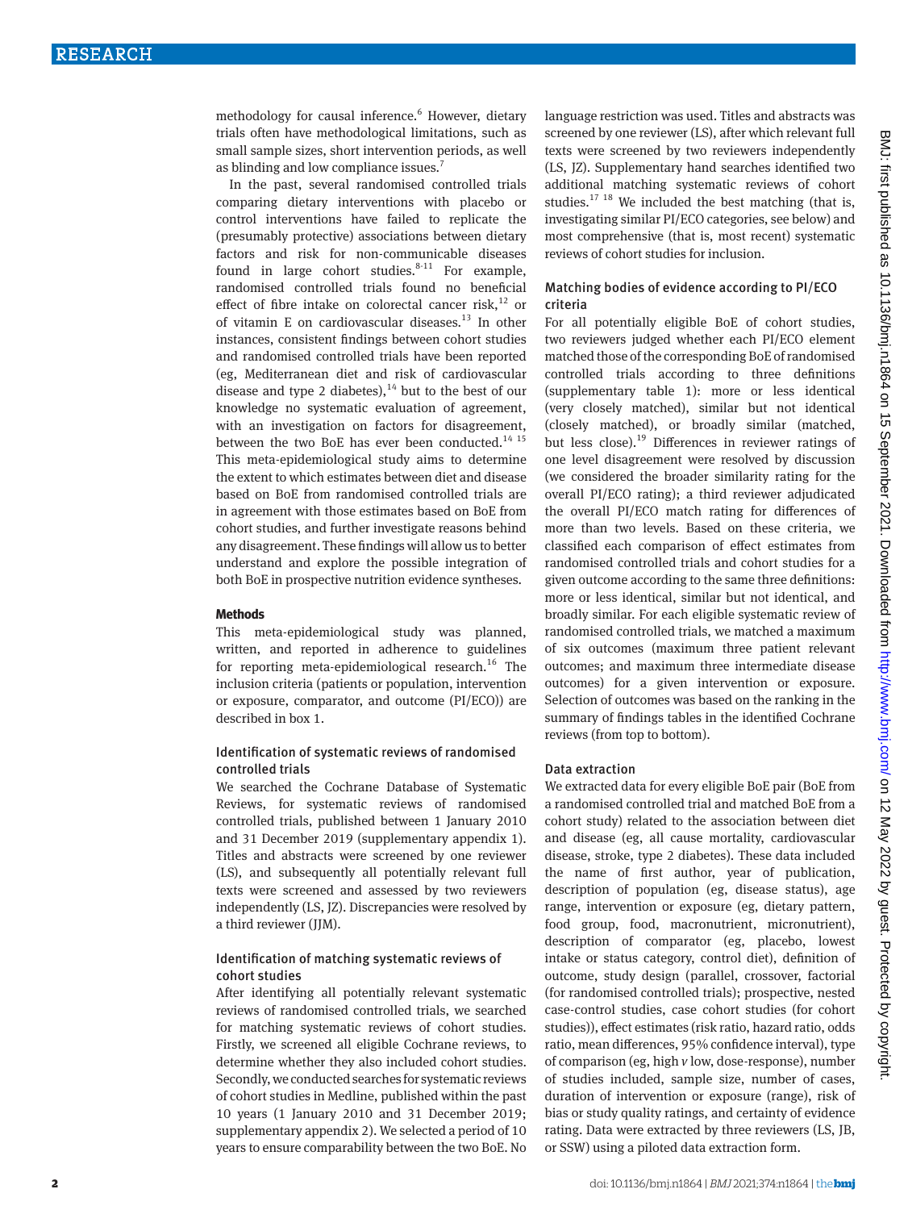methodology for causal inference.[6] However, dietary trials often have methodological limitations, such as small sample sizes, short intervention periods, as well as blinding and low compliance issues.[7]

In the past, several randomised controlled trials comparing dietary interventions with placebo or control interventions have failed to replicate the (presumably protective) associations between dietary factors and risk for non-communicable diseases found in large cohort studies.[8-11] For example, randomised controlled trials found no beneficial effect of fibre intake on colorectal cancer risk,[12] or of vitamin E on cardiovascular diseases.[13] In other instances, consistent findings between cohort studies and randomised controlled trials have been reported (eg, Mediterranean diet and risk of cardiovascular disease and type 2 diabetes),[14] but to the best of our knowledge no systematic evaluation of agreement, with an investigation on factors for disagreement, between the two BoE has ever been conducted.[14 15] This meta-epidemiological study aims to determine the extent to which estimates between diet and disease based on BoE from randomised controlled trials are in agreement with those estimates based on BoE from cohort studies, and further investigate reasons behind any disagreement. These findings will allow us to better understand and explore the possible integration of both BoE in prospective nutrition evidence syntheses.

## Methods

This meta-epidemiological study was planned, written, and reported in adherence to guidelines for reporting meta-epidemiological research.[16] The inclusion criteria (patients or population, intervention or exposure, comparator, and outcome (PI/ECO)) are described in box 1.

### Identification of systematic reviews of randomised controlled trials

We searched the Cochrane Database of Systematic Reviews, for systematic reviews of randomised controlled trials, published between 1 January 2010 and 31 December 2019 (supplementary appendix 1). Titles and abstracts were screened by one reviewer (LS), and subsequently all potentially relevant full texts were screened and assessed by two reviewers independently (LS, JZ). Discrepancies were resolved by a third reviewer (JJM).

### Identification of matching systematic reviews of cohort studies

After identifying all potentially relevant systematic reviews of randomised controlled trials, we searched for matching systematic reviews of cohort studies. Firstly, we screened all eligible Cochrane reviews, to determine whether they also included cohort studies. Secondly, we conducted searches for systematic reviews of cohort studies in Medline, published within the past 10 years (1 January 2010 and 31 December 2019; supplementary appendix 2). We selected a period of 10 years to ensure comparability between the two BoE. No language restriction was used. Titles and abstracts was screened by one reviewer (LS), after which relevant full texts were screened by two reviewers independently (LS, JZ). Supplementary hand searches identified two additional matching systematic reviews of cohort studies.[17 18] We included the best matching (that is, investigating similar PI/ECO categories, see below) and most comprehensive (that is, most recent) systematic reviews of cohort studies for inclusion.

### Matching bodies of evidence according to PI/ECO criteria

For all potentially eligible BoE of cohort studies, two reviewers judged whether each PI/ECO element matched those of the corresponding BoE of randomised controlled trials according to three definitions (supplementary table 1): more or less identical (very closely matched), similar but not identical (closely matched), or broadly similar (matched, but less close).[19] Differences in reviewer ratings of one level disagreement were resolved by discussion (we considered the broader similarity rating for the overall PI/ECO rating); a third reviewer adjudicated the overall PI/ECO match rating for differences of more than two levels. Based on these criteria, we classified each comparison of effect estimates from randomised controlled trials and cohort studies for a given outcome according to the same three definitions: more or less identical, similar but not identical, and broadly similar. For each eligible systematic review of randomised controlled trials, we matched a maximum of six outcomes (maximum three patient relevant outcomes; and maximum three intermediate disease outcomes) for a given intervention or exposure. Selection of outcomes was based on the ranking in the summary of findings tables in the identified Cochrane reviews (from top to bottom).

### Data extraction

We extracted data for every eligible BoE pair (BoE from a randomised controlled trial and matched BoE from a cohort study) related to the association between diet and disease (eg, all cause mortality, cardiovascular disease, stroke, type 2 diabetes). These data included the name of first author, year of publication, description of population (eg, disease status), age range, intervention or exposure (eg, dietary pattern, food group, food, macronutrient, micronutrient), description of comparator (eg, placebo, lowest intake or status category, control diet), definition of outcome, study design (parallel, crossover, factorial (for randomised controlled trials); prospective, nested case-control studies, case cohort studies (for cohort studies)), effect estimates (risk ratio, hazard ratio, odds ratio, mean differences, 95% confidence interval), type of comparison (eg, high *v* low, dose-response), number of studies included, sample size, number of cases, duration of intervention or exposure (range), risk of bias or study quality ratings, and certainty of evidence rating. Data were extracted by three reviewers (LS, JB, or SSW) using a piloted data extraction form.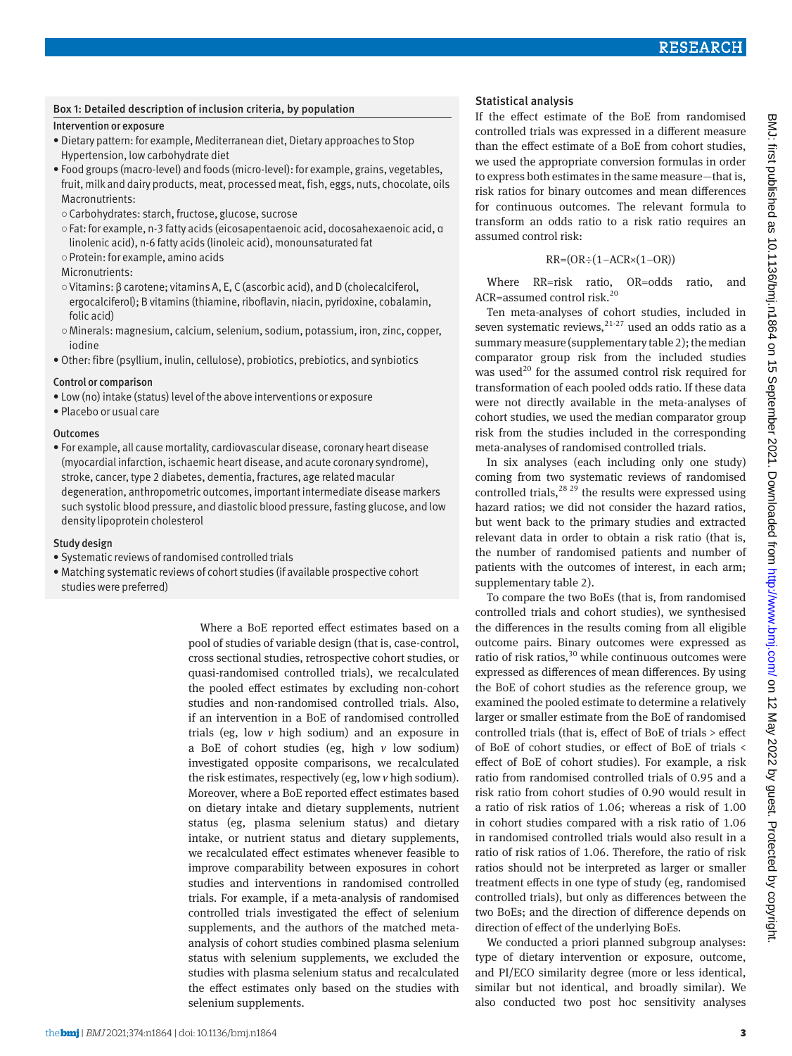### Box 1: Detailed description of inclusion criteria, by population

**Intervention or exposure**

- Dietary pattern: for example, Mediterranean diet, Dietary approaches to Stop Hypertension, low carbohydrate diet
- Food groups (macro-level) and foods (micro-level): for example, grains, vegetables, fruit, milk and dairy products, meat, processed meat, fish, eggs, nuts, chocolate, oils

  Macronutrients:
  - Carbohydrates: starch, fructose, glucose, sucrose
  - Fat: for example, n-3 fatty acids (eicosapentaenoic acid, docosahexaenoic acid, α linolenic acid), n-6 fatty acids (linoleic acid), monounsaturated fat
  - Protein: for example, amino acids

  Micronutrients:
  - Vitamins: β carotene; vitamins A, E, C (ascorbic acid), and D (cholecalciferol, ergocalciferol); B vitamins (thiamine, riboflavin, niacin, pyridoxine, cobalamin, folic acid)
  - Minerals: magnesium, calcium, selenium, sodium, potassium, iron, zinc, copper, iodine
- Other: fibre (psyllium, inulin, cellulose), probiotics, prebiotics, and synbiotics

**Control or comparison**

- Low (no) intake (status) level of the above interventions or exposure
- Placebo or usual care

**Outcomes**

- For example, all cause mortality, cardiovascular disease, coronary heart disease (myocardial infarction, ischaemic heart disease, and acute coronary syndrome), stroke, cancer, type 2 diabetes, dementia, fractures, age related macular degeneration, anthropometric outcomes, important intermediate disease markers such systolic blood pressure, and diastolic blood pressure, fasting glucose, and low density lipoprotein cholesterol

**Study design**

- Systematic reviews of randomised controlled trials
- Matching systematic reviews of cohort studies (if available prospective cohort studies were preferred)

Where a BoE reported effect estimates based on a pool of studies of variable design (that is, case-control, cross sectional studies, retrospective cohort studies, or quasi-randomised controlled trials), we recalculated the pooled effect estimates by excluding non-cohort studies and non-randomised controlled trials. Also, if an intervention in a BoE of randomised controlled trials (eg, low *v* high sodium) and an exposure in a BoE of cohort studies (eg, high *v* low sodium) investigated opposite comparisons, we recalculated the risk estimates, respectively (eg, low *v* high sodium). Moreover, where a BoE reported effect estimates based on dietary intake and dietary supplements, nutrient status (eg, plasma selenium status) and dietary intake, or nutrient status and dietary supplements, we recalculated effect estimates whenever feasible to improve comparability between exposures in cohort studies and interventions in randomised controlled trials. For example, if a meta-analysis of randomised controlled trials investigated the effect of selenium supplements, and the authors of the matched meta-analysis of cohort studies combined plasma selenium status with selenium supplements, we excluded the studies with plasma selenium status and recalculated the effect estimates only based on the studies with selenium supplements.

### Statistical analysis

If the effect estimate of the BoE from randomised controlled trials was expressed in a different measure than the effect estimate of a BoE from cohort studies, we used the appropriate conversion formulas in order to express both estimates in the same measure—that is, risk ratios for binary outcomes and mean differences for continuous outcomes. The relevant formula to transform an odds ratio to a risk ratio requires an assumed control risk:

$$RR=(OR\div(1-ACR\times(1-OR))$$

Where RR=risk ratio, OR=odds ratio, and ACR=assumed control risk.[20]

Ten meta-analyses of cohort studies, included in seven systematic reviews,[21-27] used an odds ratio as a summary measure (supplementary table 2); the median comparator group risk from the included studies was used[20] for the assumed control risk required for transformation of each pooled odds ratio. If these data were not directly available in the meta-analyses of cohort studies, we used the median comparator group risk from the studies included in the corresponding meta-analyses of randomised controlled trials.

In six analyses (each including only one study) coming from two systematic reviews of randomised controlled trials,[28 29] the results were expressed using hazard ratios; we did not consider the hazard ratios, but went back to the primary studies and extracted relevant data in order to obtain a risk ratio (that is, the number of randomised patients and number of patients with the outcomes of interest, in each arm; supplementary table 2).

To compare the two BoEs (that is, from randomised controlled trials and cohort studies), we synthesised the differences in the results coming from all eligible outcome pairs. Binary outcomes were expressed as ratio of risk ratios,[30] while continuous outcomes were expressed as differences of mean differences. By using the BoE of cohort studies as the reference group, we examined the pooled estimate to determine a relatively larger or smaller estimate from the BoE of randomised controlled trials (that is, effect of BoE of trials > effect of BoE of cohort studies, or effect of BoE of trials < effect of BoE of cohort studies). For example, a risk ratio from randomised controlled trials of 0.95 and a risk ratio from cohort studies of 0.90 would result in a ratio of risk ratios of 1.06; whereas a risk of 1.00 in cohort studies compared with a risk ratio of 1.06 in randomised controlled trials would also result in a ratio of risk ratios of 1.06. Therefore, the ratio of risk ratios should not be interpreted as larger or smaller treatment effects in one type of study (eg, randomised controlled trials), but only as differences between the two BoEs; and the direction of difference depends on direction of effect of the underlying BoEs.

We conducted a priori planned subgroup analyses: type of dietary intervention or exposure, outcome, and PI/ECO similarity degree (more or less identical, similar but not identical, and broadly similar). We also conducted two post hoc sensitivity analyses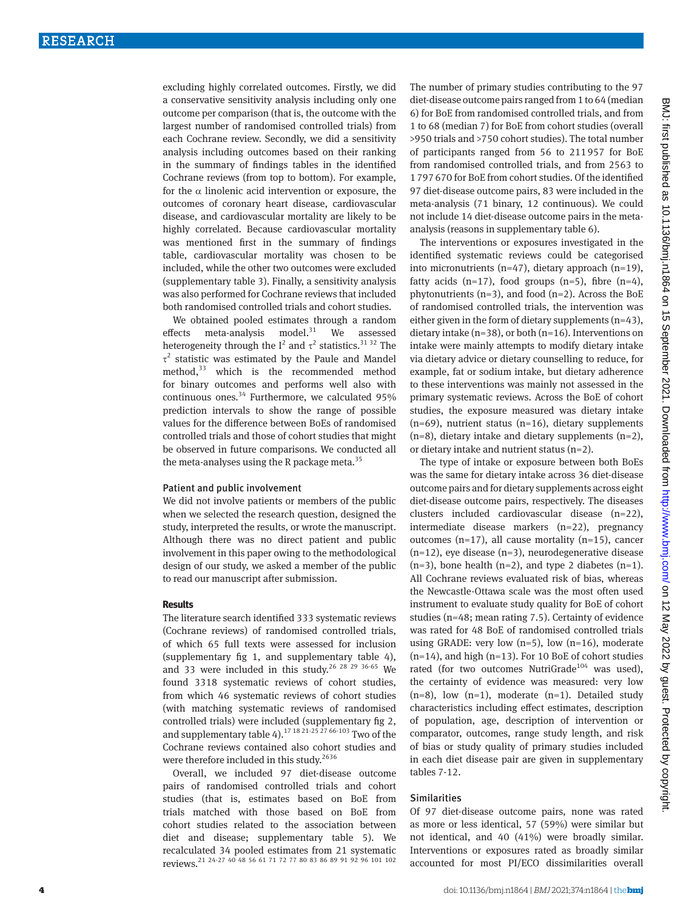excluding highly correlated outcomes. Firstly, we did a conservative sensitivity analysis including only one outcome per comparison (that is, the outcome with the largest number of randomised controlled trials) from each Cochrane review. Secondly, we did a sensitivity analysis including outcomes based on their ranking in the summary of findings tables in the identified Cochrane reviews (from top to bottom). For example, for the α linolenic acid intervention or exposure, the outcomes of coronary heart disease, cardiovascular disease, and cardiovascular mortality are likely to be highly correlated. Because cardiovascular mortality was mentioned first in the summary of findings table, cardiovascular mortality was chosen to be included, while the other two outcomes were excluded (supplementary table 3). Finally, a sensitivity analysis was also performed for Cochrane reviews that included both randomised controlled trials and cohort studies.

We obtained pooled estimates through a random effects meta-analysis model.[31] We assessed heterogeneity through the $I^2$ and $\tau^2$ statistics.[31 32] The $\tau^2$ statistic was estimated by the Paule and Mandel method,[33] which is the recommended method for binary outcomes and performs well also with continuous ones.[34] Furthermore, we calculated 95% prediction intervals to show the range of possible values for the difference between BoEs of randomised controlled trials and those of cohort studies that might be observed in future comparisons. We conducted all the meta-analyses using the R package meta.[35]

### Patient and public involvement

We did not involve patients or members of the public when we selected the research question, designed the study, interpreted the results, or wrote the manuscript. Although there was no direct patient and public involvement in this paper owing to the methodological design of our study, we asked a member of the public to read our manuscript after submission.

## Results

The literature search identified 333 systematic reviews (Cochrane reviews) of randomised controlled trials, of which 65 full texts were assessed for inclusion (supplementary fig 1, and supplementary table 4), and 33 were included in this study.[26 28 29 36-65] We found 3318 systematic reviews of cohort studies, from which 46 systematic reviews of cohort studies (with matching systematic reviews of randomised controlled trials) were included (supplementary fig 2, and supplementary table 4).[17 18 21-25 27 66-103] Two of the Cochrane reviews contained also cohort studies and were therefore included in this study.[26 36]

Overall, we included 97 diet-disease outcome pairs of randomised controlled trials and cohort studies (that is, estimates based on BoE from trials matched with those based on BoE from cohort studies related to the association between diet and disease; supplementary table 5). We recalculated 34 pooled estimates from 21 systematic reviews.[21 24-27 40 48 56 61 71 72 77 80 83 86 89 91 92 96 101 102] The number of primary studies contributing to the 97 diet-disease outcome pairs ranged from 1 to 64 (median 6) for BoE from randomised controlled trials, and from 1 to 68 (median 7) for BoE from cohort studies (overall >950 trials and >750 cohort studies). The total number of participants ranged from 56 to 211 957 for BoE from randomised controlled trials, and from 2563 to 1 797 670 for BoE from cohort studies. Of the identified 97 diet-disease outcome pairs, 83 were included in the meta-analysis (71 binary, 12 continuous). We could not include 14 diet-disease outcome pairs in the meta-analysis (reasons in supplementary table 6).

The interventions or exposures investigated in the identified systematic reviews could be categorised into micronutrients (n=47), dietary approach (n=19), fatty acids (n=17), food groups (n=5), fibre (n=4), phytonutrients (n=3), and food (n=2). Across the BoE of randomised controlled trials, the intervention was either given in the form of dietary supplements (n=43), dietary intake (n=38), or both (n=16). Interventions on intake were mainly attempts to modify dietary intake via dietary advice or dietary counselling to reduce, for example, fat or sodium intake, but dietary adherence to these interventions was mainly not assessed in the primary systematic reviews. Across the BoE of cohort studies, the exposure measured was dietary intake (n=69), nutrient status (n=16), dietary supplements (n=8), dietary intake and dietary supplements (n=2), or dietary intake and nutrient status (n=2).

The type of intake or exposure between both BoEs was the same for dietary intake across 36 diet-disease outcome pairs and for dietary supplements across eight diet-disease outcome pairs, respectively. The diseases clusters included cardiovascular disease (n=22), intermediate disease markers (n=22), pregnancy outcomes (n=17), all cause mortality (n=15), cancer (n=12), eye disease (n=3), neurodegenerative disease (n=3), bone health (n=2), and type 2 diabetes (n=1). All Cochrane reviews evaluated risk of bias, whereas the Newcastle-Ottawa scale was the most often used instrument to evaluate study quality for BoE of cohort studies (n=48; mean rating 7.5). Certainty of evidence was rated for 48 BoE of randomised controlled trials using GRADE: very low (n=5), low (n=16), moderate (n=14), and high (n=13). For 10 BoE of cohort studies rated (for two outcomes NutriGrade[104] was used), the certainty of evidence was measured: very low (n=8), low (n=1), moderate (n=1). Detailed study characteristics including effect estimates, description of population, age, description of intervention or comparator, outcomes, range study length, and risk of bias or study quality of primary studies included in each diet disease pair are given in supplementary tables 7-12.

### Similarities

Of 97 diet-disease outcome pairs, none was rated as more or less identical, 57 (59%) were similar but not identical, and 40 (41%) were broadly similar. Interventions or exposures rated as broadly similar accounted for most PI/ECO dissimilarities overall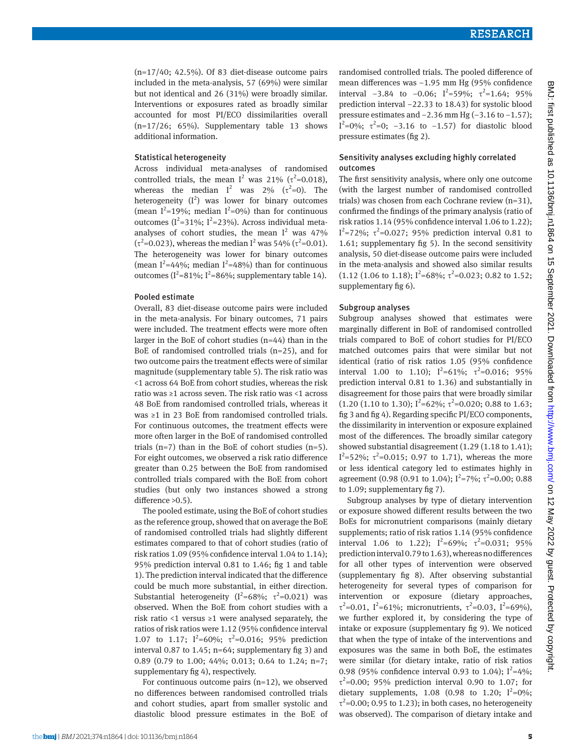(n=17/40; 42.5%). Of 83 diet-disease outcome pairs included in the meta-analysis, 57 (69%) were similar but not identical and 26 (31%) were broadly similar. Interventions or exposures rated as broadly similar accounted for most PI/ECO dissimilarities overall (n=17/26; 65%). Supplementary table 13 shows additional information.

### Statistical heterogeneity

Across individual meta-analyses of randomised controlled trials, the mean $I^2$ was 21% ($\tau^2$=0.018), whereas the median $I^2$ was 2% ($\tau^2$=0). The heterogeneity ($I^2$) was lower for binary outcomes (mean $I^2$=19%; median $I^2$=0%) than for continuous outcomes ($I^2$=31%; $I^2$=23%). Across individual meta-analyses of cohort studies, the mean $I^2$ was 47% ($\tau^2$=0.023), whereas the median $I^2$ was 54% ($\tau^2$=0.01). The heterogeneity was lower for binary outcomes (mean $I^2$=44%; median $I^2$=48%) than for continuous outcomes ($I^2$=81%; $I^2$=86%; supplementary table 14).

### Pooled estimate

Overall, 83 diet-disease outcome pairs were included in the meta-analysis. For binary outcomes, 71 pairs were included. The treatment effects were more often larger in the BoE of cohort studies (n=44) than in the BoE of randomised controlled trials (n=25), and for two outcome pairs the treatment effects were of similar magnitude (supplementary table 5). The risk ratio was <1 across 64 BoE from cohort studies, whereas the risk ratio was ≥1 across seven. The risk ratio was <1 across 48 BoE from randomised controlled trials, whereas it was ≥1 in 23 BoE from randomised controlled trials. For continuous outcomes, the treatment effects were more often larger in the BoE of randomised controlled trials (n=7) than in the BoE of cohort studies (n=5). For eight outcomes, we observed a risk ratio difference greater than 0.25 between the BoE from randomised controlled trials compared with the BoE from cohort studies (but only two instances showed a strong difference >0.5).

The pooled estimate, using the BoE of cohort studies as the reference group, showed that on average the BoE of randomised controlled trials had slightly different estimates compared to that of cohort studies (ratio of risk ratios 1.09 (95% confidence interval 1.04 to 1.14); 95% prediction interval 0.81 to 1.46; fig 1 and table 1). The prediction interval indicated that the difference could be much more substantial, in either direction. Substantial heterogeneity ($I^2$=68%; $\tau^2$=0.021) was observed. When the BoE from cohort studies with a risk ratio <1 versus ≥1 were analysed separately, the ratios of risk ratios were 1.12 (95% confidence interval 1.07 to 1.17; $I^2$=60%; $\tau^2$=0.016; 95% prediction interval 0.87 to 1.45; n=64; supplementary fig 3) and 0.89 (0.79 to 1.00; 44%; 0.013; 0.64 to 1.24; n=7; supplementary fig 4), respectively.

For continuous outcome pairs (n=12), we observed no differences between randomised controlled trials and cohort studies, apart from smaller systolic and diastolic blood pressure estimates in the BoE of randomised controlled trials. The pooled difference of mean differences was −1.95 mm Hg (95% confidence interval −3.84 to −0.06; $I^2$=59%; $\tau^2$=1.64; 95% prediction interval −22.33 to 18.43) for systolic blood pressure estimates and −2.36 mm Hg (−3.16 to −1.57); $I^2$=0%; $\tau^2$=0; −3.16 to −1.57) for diastolic blood pressure estimates (fig 2).

### Sensitivity analyses excluding highly correlated outcomes

The first sensitivity analysis, where only one outcome (with the largest number of randomised controlled trials) was chosen from each Cochrane review (n=31), confirmed the findings of the primary analysis (ratio of risk ratios 1.14 (95% confidence interval 1.06 to 1.22); $I^2$=72%; $\tau^2$=0.027; 95% prediction interval 0.81 to 1.61; supplementary fig 5). In the second sensitivity analysis, 50 diet-disease outcome pairs were included in the meta-analysis and showed also similar results (1.12 (1.06 to 1.18); $I^2$=68%; $\tau^2$=0.023; 0.82 to 1.52; supplementary fig 6).

### Subgroup analyses

Subgroup analyses showed that estimates were marginally different in BoE of randomised controlled trials compared to BoE of cohort studies for PI/ECO matched outcomes pairs that were similar but not identical (ratio of risk ratios 1.05 (95% confidence interval 1.00 to 1.10); $I^2$=61%; $\tau^2$=0.016; 95% prediction interval 0.81 to 1.36) and substantially in disagreement for those pairs that were broadly similar (1.20 (1.10 to 1.30); $I^2$=62%; $\tau^2$=0.020; 0.88 to 1.63; fig 3 and fig 4). Regarding specific PI/ECO components, the dissimilarity in intervention or exposure explained most of the differences. The broadly similar category showed substantial disagreement (1.29 (1.18 to 1.41); $I^2$=52%; $\tau^2$=0.015; 0.97 to 1.71), whereas the more or less identical category led to estimates highly in agreement (0.98 (0.91 to 1.04); $I^2$=7%; $\tau^2$=0.00; 0.88 to 1.09; supplementary fig 7).

Subgroup analyses by type of dietary intervention or exposure showed different results between the two BoEs for micronutrient comparisons (mainly dietary supplements; ratio of risk ratios 1.14 (95% confidence interval 1.06 to 1.22); $I^2$=69%; $\tau^2$=0.031; 95% prediction interval 0.79 to 1.63), whereas no differences for all other types of intervention were observed (supplementary fig 8). After observing substantial heterogeneity for several types of comparison for intervention or exposure (dietary approaches, $\tau^2$=0.01, $I^2$=61%; micronutrients, $\tau^2$=0.03, $I^2$=69%), we further explored it, by considering the type of intake or exposure (supplementary fig 9). We noticed that when the type of intake of the interventions and exposures was the same in both BoE, the estimates were similar (for dietary intake, ratio of risk ratios 0.98 (95% confidence interval 0.93 to 1.04); $I^2$=4%; $\tau^2$=0.00; 95% prediction interval 0.90 to 1.07; for dietary supplements, 1.08 (0.98 to 1.20; $I^2$=0%; $\tau^2$=0.00; 0.95 to 1.23); in both cases, no heterogeneity was observed). The comparison of dietary intake and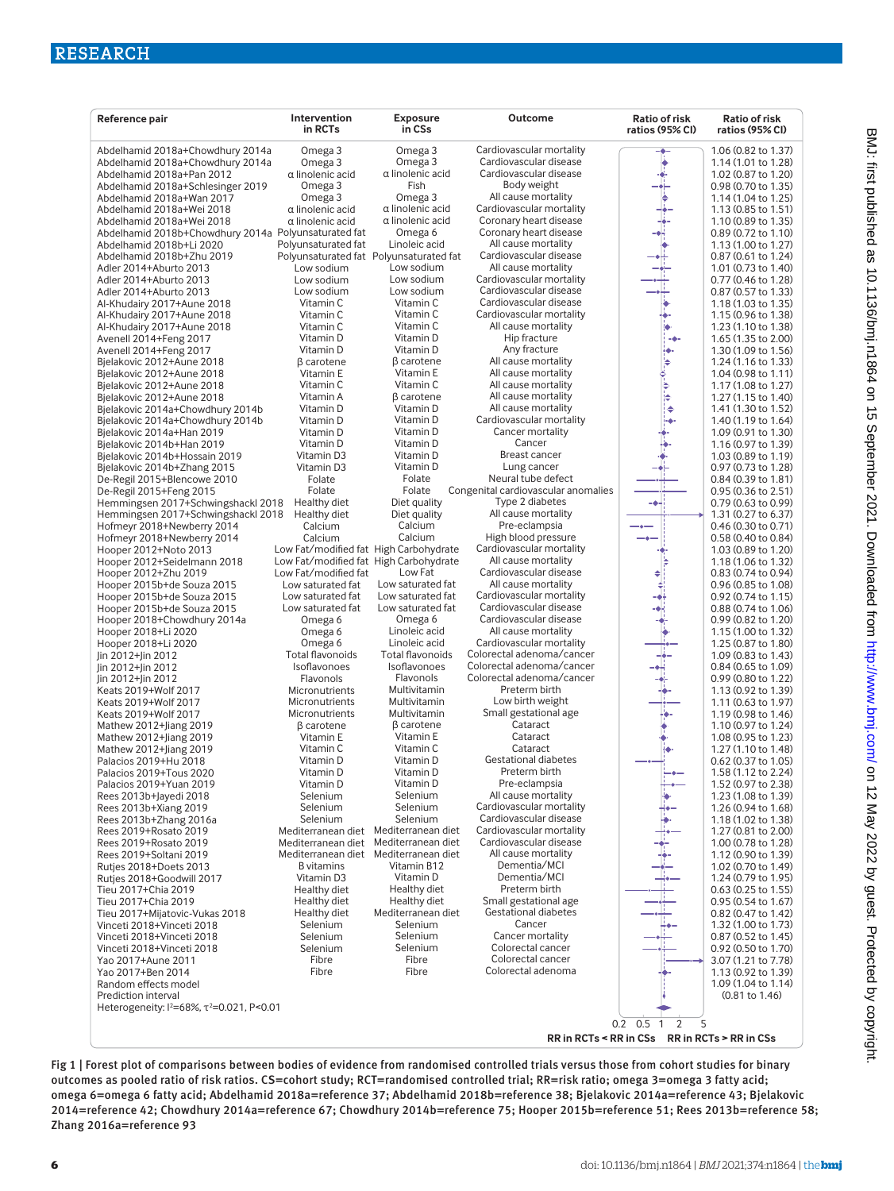| Reference pair | Intervention in RCTs | Exposure in CSs | Outcome | Ratio of risk ratios (95% CI) |
|---|---|---|---|---|
| Abdelhamid 2018a+Chowdhury 2014a | Omega 3 | Omega 3 | Cardiovascular mortality | 1.06 (0.82 to 1.37) |
| Abdelhamid 2018a+Chowdhury 2014a | Omega 3 | Omega 3 | Cardiovascular disease | 1.14 (1.01 to 1.28) |
| Abdelhamid 2018a+Pan 2012 | α linolenic acid | α linolenic acid | Cardiovascular disease | 1.02 (0.87 to 1.20) |
| Abdelhamid 2018a+Schlesinger 2019 | Omega 3 | Fish | Body weight | 0.98 (0.70 to 1.35) |
| Abdelhamid 2018a+Wan 2017 | Omega 3 | Omega 3 | All cause mortality | 1.14 (1.04 to 1.25) |
| Abdelhamid 2018a+Wei 2018 | α linolenic acid | α linolenic acid | Cardiovascular mortality | 1.13 (0.85 to 1.51) |
| Abdelhamid 2018a+Wei 2018 | α linolenic acid | α linolenic acid | Coronary heart disease | 1.10 (0.89 to 1.35) |
| Abdelhamid 2018b+Chowdhury 2014a | Polyunsaturated fat | Omega 6 | Coronary heart disease | 0.89 (0.72 to 1.10) |
| Abdelhamid 2018b+Li 2020 | Polyunsaturated fat | Linoleic acid | All cause mortality | 1.13 (1.00 to 1.27) |
| Abdelhamid 2018b+Zhu 2019 | Polyunsaturated fat | Polyunsaturated fat | Cardiovascular disease | 0.87 (0.61 to 1.24) |
| Adler 2014+Aburto 2013 | Low sodium | Low sodium | All cause mortality | 1.01 (0.73 to 1.40) |
| Adler 2014+Aburto 2013 | Low sodium | Low sodium | Cardiovascular mortality | 0.77 (0.46 to 1.28) |
| Adler 2014+Aburto 2013 | Low sodium | Low sodium | Cardiovascular disease | 0.87 (0.57 to 1.33) |
| Al-Khudairy 2017+Aune 2018 | Vitamin C | Vitamin C | Cardiovascular disease | 1.18 (1.03 to 1.35) |
| Al-Khudairy 2017+Aune 2018 | Vitamin C | Vitamin C | Cardiovascular mortality | 1.15 (0.96 to 1.38) |
| Al-Khudairy 2017+Aune 2018 | Vitamin C | Vitamin C | All cause mortality | 1.23 (1.10 to 1.38) |
| Avenell 2014+Feng 2017 | Vitamin D | Vitamin D | Hip fracture | 1.65 (1.35 to 2.00) |
| Avenell 2014+Feng 2017 | Vitamin D | Vitamin D | Any fracture | 1.30 (1.09 to 1.56) |
| Bjelakovic 2012+Aune 2018 | β carotene | β carotene | All cause mortality | 1.24 (1.16 to 1.33) |
| Bjelakovic 2012+Aune 2018 | Vitamin E | Vitamin E | All cause mortality | 1.04 (0.98 to 1.11) |
| Bjelakovic 2012+Aune 2018 | Vitamin C | Vitamin C | All cause mortality | 1.17 (1.08 to 1.27) |
| Bjelakovic 2012+Aune 2018 | Vitamin A | β carotene | All cause mortality | 1.27 (1.15 to 1.40) |
| Bjelakovic 2014a+Chowdhury 2014b | Vitamin D | Vitamin D | All cause mortality | 1.41 (1.30 to 1.52) |
| Bjelakovic 2014a+Chowdhury 2014b | Vitamin D | Vitamin D | Cardiovascular mortality | 1.40 (1.19 to 1.64) |
| Bjelakovic 2014a+Han 2019 | Vitamin D | Vitamin D | Cancer mortality | 1.09 (0.91 to 1.30) |
| Bjelakovic 2014b+Han 2019 | Vitamin D | Vitamin D | Cancer | 1.16 (0.97 to 1.39) |
| Bjelakovic 2014b+Hossain 2019 | Vitamin D3 | Vitamin D | Breast cancer | 1.03 (0.89 to 1.19) |
| Bjelakovic 2014b+Zhang 2015 | Vitamin D3 | Vitamin D | Lung cancer | 0.97 (0.73 to 1.28) |
| De-Regil 2015+Blencowe 2010 | Folate | Folate | Neural tube defect | 0.84 (0.39 to 1.81) |
| De-Regil 2015+Feng 2015 | Folate | Folate | Congenital cardiovascular anomalies | 0.95 (0.36 to 2.51) |
| Hemmingsen 2017+Schwingshackl 2018 | Healthy diet | Diet quality | Type 2 diabetes | 0.79 (0.63 to 0.99) |
| Hemmingsen 2017+Schwingshackl 2018 | Healthy diet | Diet quality | All cause mortality | 1.31 (0.27 to 6.37) |
| Hofmeyr 2018+Newberry 2014 | Calcium | Calcium | Pre-eclampsia | 0.46 (0.30 to 0.71) |
| Hofmeyr 2018+Newberry 2014 | Calcium | Calcium | High blood pressure | 0.58 (0.40 to 0.84) |
| Hooper 2012+Noto 2013 | Low Fat/modified fat | High Carbohydrate | Cardiovascular mortality | 1.03 (0.89 to 1.20) |
| Hooper 2012+Seidelmann 2018 | Low Fat/modified fat | High Carbohydrate | All cause mortality | 1.18 (1.06 to 1.32) |
| Hooper 2012+Zhu 2019 | Low Fat/modified fat | Low Fat | Cardiovascular disease | 0.83 (0.74 to 0.94) |
| Hooper 2015b+de Souza 2015 | Low saturated fat | Low saturated fat | All cause mortality | 0.96 (0.85 to 1.08) |
| Hooper 2015b+de Souza 2015 | Low saturated fat | Low saturated fat | Cardiovascular mortality | 0.92 (0.74 to 1.15) |
| Hooper 2015b+de Souza 2015 | Low saturated fat | Low saturated fat | Cardiovascular disease | 0.88 (0.74 to 1.06) |
| Hooper 2018+Chowdhury 2014a | Omega 6 | Omega 6 | Cardiovascular disease | 0.99 (0.82 to 1.20) |
| Hooper 2018+Li 2020 | Omega 6 | Linoleic acid | All cause mortality | 1.15 (1.00 to 1.32) |
| Hooper 2018+Li 2020 | Omega 6 | Linoleic acid | Cardiovascular mortality | 1.25 (0.87 to 1.80) |
| Jin 2012+Jin 2012 | Total flavonoids | Total flavonoids | Colorectal adenoma/cancer | 1.09 (0.83 to 1.43) |
| Jin 2012+Jin 2012 | Isoflavonoes | Isoflavonoes | Colorectal adenoma/cancer | 0.84 (0.65 to 1.09) |
| Jin 2012+Jin 2012 | Flavonols | Flavonols | Colorectal adenoma/cancer | 0.99 (0.80 to 1.22) |
| Keats 2019+Wolf 2017 | Micronutrients | Multivitamin | Preterm birth | 1.13 (0.92 to 1.39) |
| Keats 2019+Wolf 2017 | Micronutrients | Multivitamin | Low birth weight | 1.11 (0.63 to 1.97) |
| Keats 2019+Wolf 2017 | Micronutrients | Multivitamin | Small gestational age | 1.19 (0.98 to 1.46) |
| Mathew 2012+Jiang 2019 | β carotene | β carotene | Cataract | 1.10 (0.97 to 1.24) |
| Mathew 2012+Jiang 2019 | Vitamin E | Vitamin E | Cataract | 1.08 (0.95 to 1.23) |
| Mathew 2012+Jiang 2019 | Vitamin C | Vitamin C | Cataract | 1.27 (1.10 to 1.48) |
| Palacios 2019+Hu 2018 | Vitamin D | Vitamin D | Gestational diabetes | 0.62 (0.37 to 1.05) |
| Palacios 2019+Tous 2020 | Vitamin D | Vitamin D | Preterm birth | 1.58 (1.12 to 2.24) |
| Palacios 2019+Yuan 2019 | Vitamin D | Vitamin D | Pre-eclampsia | 1.52 (0.97 to 2.38) |
| Rees 2013b+Jayedi 2018 | Selenium | Selenium | All cause mortality | 1.23 (1.08 to 1.39) |
| Rees 2013b+Xiang 2019 | Selenium | Selenium | Cardiovascular mortality | 1.26 (0.94 to 1.68) |
| Rees 2013b+Zhang 2016a | Selenium | Selenium | Cardiovascular disease | 1.18 (1.02 to 1.38) |
| Rees 2019+Rosato 2019 | Mediterranean diet | Mediterranean diet | Cardiovascular mortality | 1.27 (0.81 to 2.00) |
| Rees 2019+Rosato 2019 | Mediterranean diet | Mediterranean diet | Cardiovascular disease | 1.00 (0.78 to 1.28) |
| Rees 2019+Soltani 2019 | Mediterranean diet | Mediterranean diet | All cause mortality | 1.12 (0.90 to 1.39) |
| Rutjes 2018+Doets 2013 | B vitamins | Vitamin B12 | Dementia/MCI | 1.02 (0.70 to 1.49) |
| Rutjes 2018+Goodwill 2017 | Vitamin D3 | Vitamin D | Dementia/MCI | 1.24 (0.79 to 1.95) |
| Tieu 2017+Chia 2019 | Healthy diet | Healthy diet | Preterm birth | 0.63 (0.25 to 1.55) |
| Tieu 2017+Chia 2019 | Healthy diet | Healthy diet | Small gestational age | 0.95 (0.54 to 1.67) |
| Tieu 2017+Mijatovic-Vukas 2018 | Healthy diet | Mediterranean diet | Gestational diabetes | 0.82 (0.47 to 1.42) |
| Vinceti 2018+Vinceti 2018 | Selenium | Selenium | Cancer | 1.32 (1.00 to 1.73) |
| Vinceti 2018+Vinceti 2018 | Selenium | Selenium | Cancer mortality | 0.87 (0.52 to 1.45) |
| Vinceti 2018+Vinceti 2018 | Selenium | Selenium | Colorectal cancer | 0.92 (0.50 to 1.70) |
| Yao 2017+Aune 2011 | Fibre | Fibre | Colorectal cancer | 3.07 (1.21 to 7.78) |
| Yao 2017+Ben 2014 | Fibre | Fibre | Colorectal adenoma | 1.13 (0.92 to 1.39) |
| Random effects model | | | | 1.09 (1.04 to 1.14) |
| Prediction interval | | | | (0.81 to 1.46) |
| Heterogeneity: $I^2$=68%, $\tau^2$=0.021, P<0.01 | | | | |

0.2 0.5 1 2 5

RR in RCTs < RR in CSs | RR in RCTs > RR in CSs

Fig 1 | Forest plot of comparisons between bodies of evidence from randomised controlled trials versus those from cohort studies for binary outcomes as pooled ratio of risk ratios. CS=cohort study; RCT=randomised controlled trial; RR=risk ratio; omega 3=omega 3 fatty acid; omega 6=omega 6 fatty acid; Abdelhamid 2018a=reference 37; Abdelhamid 2018b=reference 38; Bjelakovic 2014a=reference 43; Bjelakovic 2014=reference 42; Chowdhury 2014a=reference 67; Chowdhury 2014b=reference 75; Hooper 2015b=reference 51; Rees 2013b=reference 58; Zhang 2016a=reference 93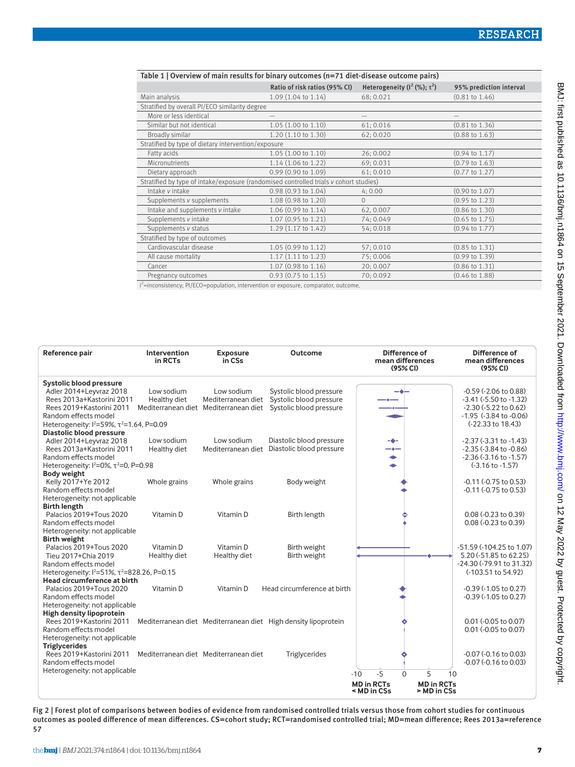Table 1 | Overview of main results for binary outcomes (n=71 diet-disease outcome pairs)

| | Ratio of risk ratios (95% CI) | Heterogeneity ($I^2$ (%); $\tau^2$) | 95% prediction interval |
|---|---|---|---|
| Main analysis | 1.09 (1.04 to 1.14) | 68; 0.021 | (0.81 to 1.46) |
| Stratified by overall PI/ECO similarity degree | | | |
| More or less identical | — | — | — |
| Similar but not identical | 1.05 (1.00 to 1.10) | 61; 0.016 | (0.81 to 1.36) |
| Broadly similar | 1.20 (1.10 to 1.30) | 62; 0.020 | (0.88 to 1.63) |
| Stratified by type of dietary intervention/exposure | | | |
| Fatty acids | 1.05 (1.00 to 1.10) | 26; 0.002 | (0.94 to 1.17) |
| Micronutrients | 1.14 (1.06 to 1.22) | 69; 0.031 | (0.79 to 1.63) |
| Dietary approach | 0.99 (0.90 to 1.09) | 61; 0.010 | (0.77 to 1.27) |
| Stratified by type of intake/exposure (randomised controlled trials *v* cohort studies) | | | |
| Intake *v* intake | 0.98 (0.93 to 1.04) | 4; 0.00 | (0.90 to 1.07) |
| Supplements *v* supplements | 1.08 (0.98 to 1.20) | 0 | (0.95 to 1.23) |
| Intake and supplements *v* intake | 1.06 (0.99 to 1.14) | 62, 0.007 | (0.86 to 1.30) |
| Supplements *v* intake | 1.07 (0.95 to 1.21) | 74; 0.049 | (0.65 to 1.75) |
| Supplements *v* status | 1.29 (1.17 to 1.42) | 54; 0.018 | (0.94 to 1.77) |
| Stratified by type of outcomes | | | |
| Cardiovascular disease | 1.05 (0.99 to 1.12) | 57; 0.010 | (0.85 to 1.31) |
| All cause mortality | 1.17 (1.11 to 1.23) | 75; 0.006 | (0.99 to 1.39) |
| Cancer | 1.07 (0.98 to 1.16) | 20; 0.007 | (0.86 to 1.31) |
| Pregnancy outcomes | 0.93 (0.75 to 1.15) | 70; 0.092 | (0.46 to 1.88) |

$I^2$=inconsistency; PI/ECO=population, intervention or exposure, comparator, outcome.

| Reference pair | Intervention in RCTs | Exposure in CSs | Outcome | Difference of mean differences (95% CI) |
|---|---|---|---|---|
| **Systolic blood pressure** | | | | |
| Adler 2014+Leyvraz 2018 | Low sodium | Low sodium | Systolic blood pressure | -0.59 (-2.06 to 0.88) |
| Rees 2013a+Kastorini 2011 | Healthy diet | Mediterranean diet | Systolic blood pressure | -3.41 (-5.50 to -1.32) |
| Rees 2019+Kastorini 2011 | Mediterranean diet | Mediterranean diet | Systolic blood pressure | -2.30 (-5.22 to 0.62) |
| Random effects model | | | | -1.95 (-3.84 to -0.06) |
| Heterogeneity: $I^2$=59%, $\tau^2$=1.64, P=0.09 | | | | (-22.33 to 18.43) |
| **Diastolic blood pressure** | | | | |
| Adler 2014+Leyvraz 2018 | Low sodium | Low sodium | Diastolic blood pressure | -2.37 (-3.31 to -1.43) |
| Rees 2013a+Kastorini 2011 | Healthy diet | Mediterranean diet | Diastolic blood pressure | -2.35 (-3.84 to -0.86) |
| Random effects model | | | | -2.36 (-3.16 to -1.57) |
| Heterogeneity: $I^2$=0%, $\tau^2$=0, P=0.98 | | | | (-3.16 to -1.57) |
| **Body weight** | | | | |
| Kelly 2017+Ye 2012 | Whole grains | Whole grains | Body weight | -0.11 (-0.75 to 0.53) |
| Random effects model | | | | -0.11 (-0.75 to 0.53) |
| Heterogeneity: not applicable | | | | |
| **Birth length** | | | | |
| Palacios 2019+Tous 2020 | Vitamin D | Vitamin D | Birth length | 0.08 (-0.23 to 0.39) |
| Random effects model | | | | 0.08 (-0.23 to 0.39) |
| Heterogeneity: not applicable | | | | |
| **Birth weight** | | | | |
| Palacios 2019+Tous 2020 | Vitamin D | Vitamin D | Birth weight | -51.59 (-104.25 to 1.07) |
| Tieu 2017+Chia 2019 | Healthy diet | Healthy diet | Birth weight | 5.20 (-51.85 to 62.25) |
| Random effects model | | | | -24.30 (-79.91 to 31.32) |
| Heterogeneity: $I^2$=51%, $\tau^2$=828.26, P=0.15 | | | | (-103.51 to 54.92) |
| **Head circumference at birth** | | | | |
| Palacios 2019+Tous 2020 | Vitamin D | Vitamin D | Head circumference at birth | -0.39 (-1.05 to 0.27) |
| Random effects model | | | | -0.39 (-1.05 to 0.27) |
| Heterogeneity: not applicable | | | | |
| **High density lipoprotein** | | | | |
| Rees 2019+Kastorini 2011 | Mediterranean diet | Mediterranean diet | High density lipoprotein | 0.01 (-0.05 to 0.07) |
| Random effects model | | | | 0.01 (-0.05 to 0.07) |
| Heterogeneity: not applicable | | | | |
| **Triglycerides** | | | | |
| Rees 2019+Kastorini 2011 | Mediterranean diet | Mediterranean diet | Triglycerides | -0.07 (-0.16 to 0.03) |
| Random effects model | | | | -0.07 (-0.16 to 0.03) |
| Heterogeneity: not applicable | | | | |

Axis: -10, -5, 0, 5, 10. MD in RCTs < MD in CSs; MD in RCTs > MD in CSs

Fig 2 | Forest plot of comparisons between bodies of evidence from randomised controlled trials versus those from cohort studies for continuous outcomes as pooled difference of mean differences. CS=cohort study; RCT=randomised controlled trial; MD=mean difference; Rees 2013a=reference 57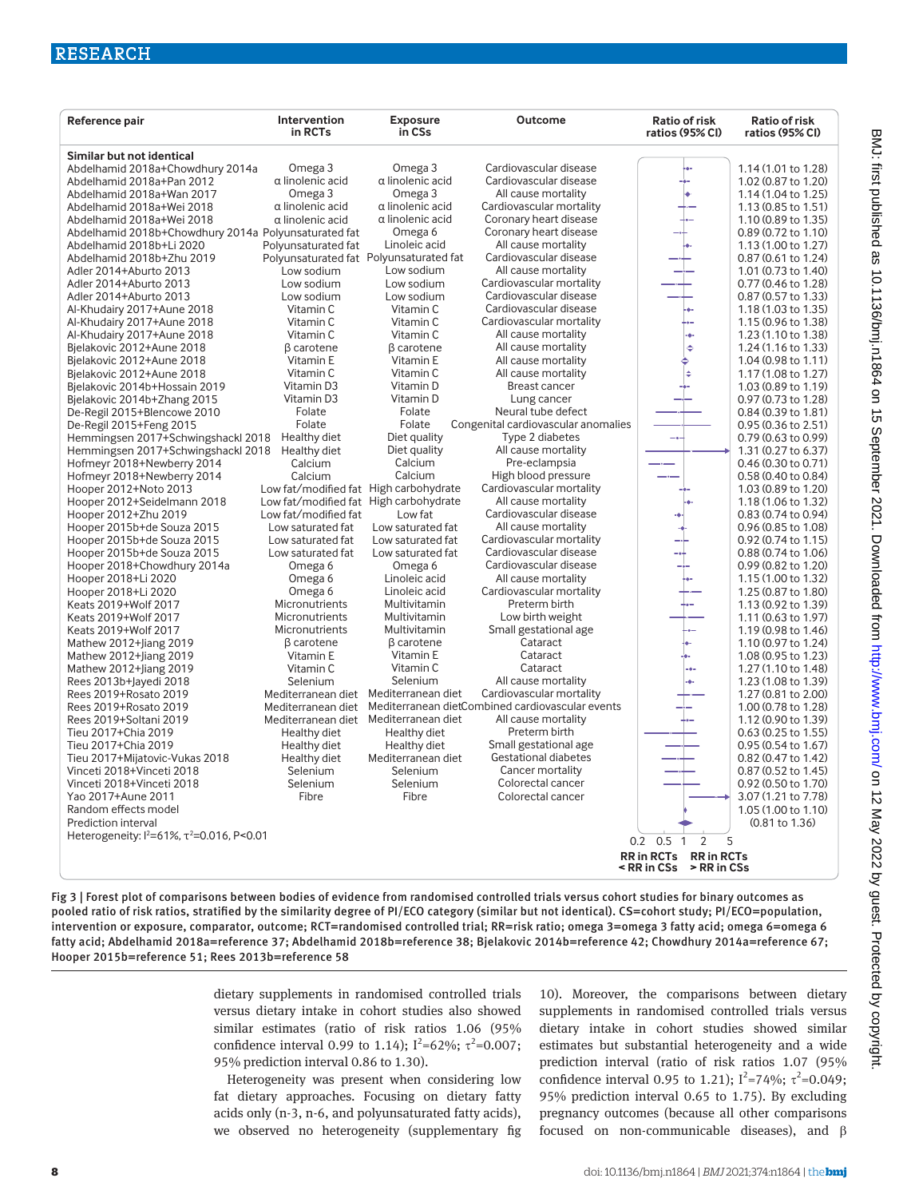| Reference pair | Intervention in RCTs | Exposure in CSs | Outcome | Ratio of risk ratios (95% CI) |
|---|---|---|---|---|
| **Similar but not identical** | | | | |
| Abdelhamid 2018a+Chowdhury 2014a | Omega 3 | Omega 3 | Cardiovascular disease | 1.14 (1.01 to 1.28) |
| Abdelhamid 2018a+Pan 2012 | α linolenic acid | α linolenic acid | Cardiovascular disease | 1.02 (0.87 to 1.20) |
| Abdelhamid 2018a+Wan 2017 | Omega 3 | Omega 3 | All cause mortality | 1.14 (1.04 to 1.25) |
| Abdelhamid 2018a+Wei 2018 | α linolenic acid | α linolenic acid | Cardiovascular mortality | 1.13 (0.85 to 1.51) |
| Abdelhamid 2018a+Wei 2018 | α linolenic acid | α linolenic acid | Coronary heart disease | 1.10 (0.89 to 1.35) |
| Abdelhamid 2018b+Chowdhury 2014a | Polyunsaturated fat | Omega 6 | Coronary heart disease | 0.89 (0.72 to 1.10) |
| Abdelhamid 2018b+Li 2020 | Polyunsaturated fat | Linoleic acid | All cause mortality | 1.13 (1.00 to 1.27) |
| Abdelhamid 2018b+Zhu 2019 | Polyunsaturated fat | Polyunsaturated fat | Cardiovascular disease | 0.87 (0.61 to 1.24) |
| Adler 2014+Aburto 2013 | Low sodium | Low sodium | All cause mortality | 1.01 (0.73 to 1.40) |
| Adler 2014+Aburto 2013 | Low sodium | Low sodium | Cardiovascular mortality | 0.77 (0.46 to 1.28) |
| Adler 2014+Aburto 2013 | Low sodium | Low sodium | Cardiovascular disease | 0.87 (0.57 to 1.33) |
| Al-Khudairy 2017+Aune 2018 | Vitamin C | Vitamin C | Cardiovascular disease | 1.18 (1.03 to 1.35) |
| Al-Khudairy 2017+Aune 2018 | Vitamin C | Vitamin C | Cardiovascular mortality | 1.15 (0.96 to 1.38) |
| Al-Khudairy 2017+Aune 2018 | Vitamin C | Vitamin C | All cause mortality | 1.23 (1.10 to 1.38) |
| Bjelakovic 2012+Aune 2018 | β carotene | β carotene | All cause mortality | 1.24 (1.16 to 1.33) |
| Bjelakovic 2012+Aune 2018 | Vitamin E | Vitamin E | All cause mortality | 1.04 (0.98 to 1.11) |
| Bjelakovic 2012+Aune 2018 | Vitamin C | Vitamin C | All cause mortality | 1.17 (1.08 to 1.27) |
| Bjelakovic 2014b+Hossain 2019 | Vitamin D3 | Vitamin D | Breast cancer | 1.03 (0.89 to 1.19) |
| Bjelakovic 2014b+Zhang 2015 | Vitamin D3 | Vitamin D | Lung cancer | 0.97 (0.73 to 1.28) |
| De-Regil 2015+Blencowe 2010 | Folate | Folate | Neural tube defect | 0.84 (0.39 to 1.81) |
| De-Regil 2015+Feng 2015 | Folate | Folate | Congenital cardiovascular anomalies | 0.95 (0.36 to 2.51) |
| Hemmingsen 2017+Schwingshackl 2018 | Healthy diet | Diet quality | Type 2 diabetes | 0.79 (0.63 to 0.99) |
| Hemmingsen 2017+Schwingshackl 2018 | Healthy diet | Diet quality | All cause mortality | 1.31 (0.27 to 6.37) |
| Hofmeyr 2018+Newberry 2014 | Calcium | Calcium | Pre-eclampsia | 0.46 (0.30 to 0.71) |
| Hofmeyr 2018+Newberry 2014 | Calcium | Calcium | High blood pressure | 0.58 (0.40 to 0.84) |
| Hooper 2012+Noto 2013 | Low fat/modified fat | High carbohydrate | Cardiovascular mortality | 1.03 (0.89 to 1.20) |
| Hooper 2012+Seidelmann 2018 | Low fat/modified fat | High carbohydrate | All cause mortality | 1.18 (1.06 to 1.32) |
| Hooper 2012+Zhu 2019 | Low fat/modified fat | Low fat | Cardiovascular disease | 0.83 (0.74 to 0.94) |
| Hooper 2015b+de Souza 2015 | Low saturated fat | Low saturated fat | All cause mortality | 0.96 (0.85 to 1.08) |
| Hooper 2015b+de Souza 2015 | Low saturated fat | Low saturated fat | Cardiovascular mortality | 0.92 (0.74 to 1.15) |
| Hooper 2015b+de Souza 2015 | Low saturated fat | Low saturated fat | Cardiovascular disease | 0.88 (0.74 to 1.06) |
| Hooper 2018+Chowdhury 2014a | Omega 6 | Omega 6 | Cardiovascular disease | 0.99 (0.82 to 1.20) |
| Hooper 2018+Li 2020 | Omega 6 | Linoleic acid | All cause mortality | 1.15 (1.00 to 1.32) |
| Hooper 2018+Li 2020 | Omega 6 | Linoleic acid | Cardiovascular mortality | 1.25 (0.87 to 1.80) |
| Keats 2019+Wolf 2017 | Micronutrients | Multivitamin | Preterm birth | 1.13 (0.92 to 1.39) |
| Keats 2019+Wolf 2017 | Micronutrients | Multivitamin | Low birth weight | 1.11 (0.63 to 1.97) |
| Keats 2019+Wolf 2017 | Micronutrients | Multivitamin | Small gestational age | 1.19 (0.98 to 1.46) |
| Mathew 2012+Jiang 2019 | β carotene | β carotene | Cataract | 1.10 (0.97 to 1.24) |
| Mathew 2012+Jiang 2019 | Vitamin E | Vitamin E | Cataract | 1.08 (0.95 to 1.23) |
| Mathew 2012+Jiang 2019 | Vitamin C | Vitamin C | Cataract | 1.27 (1.10 to 1.48) |
| Rees 2013b+Jayedi 2018 | Selenium | Selenium | All cause mortality | 1.23 (1.08 to 1.39) |
| Rees 2019+Rosato 2019 | Mediterranean diet | Mediterranean diet | Cardiovascular mortality | 1.27 (0.81 to 2.00) |
| Rees 2019+Rosato 2019 | Mediterranean diet | Mediterranean diet | Combined cardiovascular events | 1.00 (0.78 to 1.28) |
| Rees 2019+Soltani 2019 | Mediterranean diet | Mediterranean diet | All cause mortality | 1.12 (0.90 to 1.39) |
| Tieu 2017+Chia 2019 | Healthy diet | Healthy diet | Preterm birth | 0.63 (0.25 to 1.55) |
| Tieu 2017+Chia 2019 | Healthy diet | Healthy diet | Small gestational age | 0.95 (0.54 to 1.67) |
| Tieu 2017+Mijatovic-Vukas 2018 | Healthy diet | Mediterranean diet | Gestational diabetes | 0.82 (0.47 to 1.42) |
| Vinceti 2018+Vinceti 2018 | Selenium | Selenium | Cancer mortality | 0.87 (0.52 to 1.45) |
| Vinceti 2018+Vinceti 2018 | Selenium | Selenium | Colorectal cancer | 0.92 (0.50 to 1.70) |
| Yao 2017+Aune 2011 | Fibre | Fibre | Colorectal cancer | 3.07 (1.21 to 7.78) |
| Random effects model | | | | 1.05 (1.00 to 1.10) |
| Prediction interval | | | | (0.81 to 1.36) |
| Heterogeneity: $I^2$=61%, $\tau^2$=0.016, P<0.01 | | | | |

Axis: 0.2, 0.5, 1, 2, 5; RR in RCTs < RR in CSs | RR in RCTs > RR in CSs

Fig 3 | Forest plot of comparisons between bodies of evidence from randomised controlled trials versus cohort studies for binary outcomes as pooled ratio of risk ratios, stratified by the similarity degree of PI/ECO category (similar but not identical). CS=cohort study; PI/ECO=population, intervention or exposure, comparator, outcome; RCT=randomised controlled trial; RR=risk ratio; omega 3=omega 3 fatty acid; omega 6=omega 6 fatty acid; Abdelhamid 2018a=reference 37; Abdelhamid 2018b=reference 38; Bjelakovic 2014b=reference 42; Chowdhury 2014a=reference 67; Hooper 2015b=reference 51; Rees 2013b=reference 58

dietary supplements in randomised controlled trials versus dietary intake in cohort studies also showed similar estimates (ratio of risk ratios 1.06 (95% confidence interval 0.99 to 1.14); $I^2$=62%; $\tau^2$=0.007; 95% prediction interval 0.86 to 1.30).

Heterogeneity was present when considering low fat dietary approaches. Focusing on dietary fatty acids only (n-3, n-6, and polyunsaturated fatty acids), we observed no heterogeneity (supplementary fig 10). Moreover, the comparisons between dietary supplements in randomised controlled trials versus dietary intake in cohort studies showed similar estimates but substantial heterogeneity and a wide prediction interval (ratio of risk ratios 1.07 (95% confidence interval 0.95 to 1.21); $I^2$=74%; $\tau^2$=0.049; 95% prediction interval 0.65 to 1.75). By excluding pregnancy outcomes (because all other comparisons focused on non-communicable diseases), and β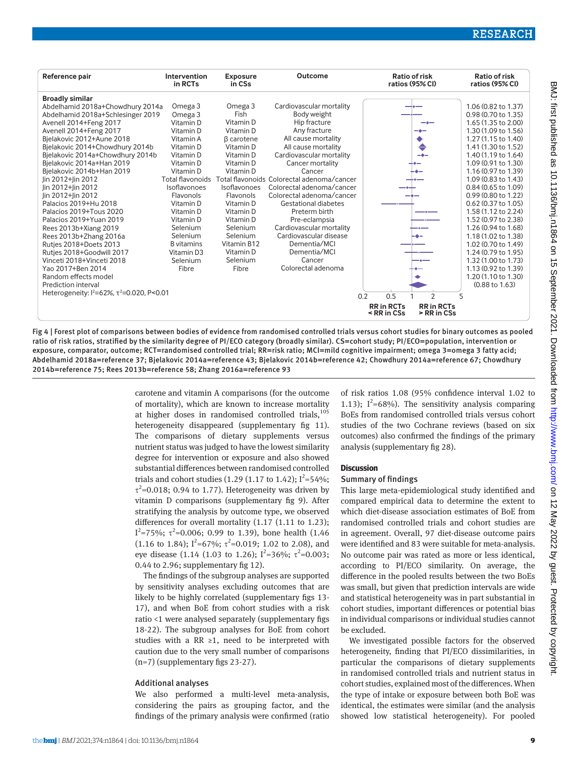| Reference pair | Intervention in RCTs | Exposure in CSs | Outcome | Ratio of risk ratios (95% CI) |
|---|---|---|---|---|
| **Broadly similar** | | | | |
| Abdelhamid 2018a+Chowdhury 2014a | Omega 3 | Omega 3 | Cardiovascular mortality | 1.06 (0.82 to 1.37) |
| Abdelhamid 2018a+Schlesinger 2019 | Omega 3 | Fish | Body weight | 0.98 (0.70 to 1.35) |
| Avenell 2014+Feng 2017 | Vitamin D | Vitamin D | Hip fracture | 1.65 (1.35 to 2.00) |
| Avenell 2014+Feng 2017 | Vitamin D | Vitamin D | Any fracture | 1.30 (1.09 to 1.56) |
| Bjelakovic 2012+Aune 2018 | Vitamin A | β carotene | All cause mortality | 1.27 (1.15 to 1.40) |
| Bjelakovic 2014+Chowdhury 2014b | Vitamin D | Vitamin D | All cause mortality | 1.41 (1.30 to 1.52) |
| Bjelakovic 2014a+Chowdhury 2014b | Vitamin D | Vitamin D | Cardiovascular mortality | 1.40 (1.19 to 1.64) |
| Bjelakovic 2014a+Han 2019 | Vitamin D | Vitamin D | Cancer mortality | 1.09 (0.91 to 1.30) |
| Bjelakovic 2014b+Han 2019 | Vitamin D | Vitamin D | Cancer | 1.16 (0.97 to 1.39) |
| Jin 2012+Jin 2012 | Total flavonoids | Total flavonoids | Colorectal adenoma/cancer | 1.09 (0.83 to 1.43) |
| Jin 2012+Jin 2012 | Isoflavonoes | Isoflavonoes | Colorectal adenoma/cancer | 0.84 (0.65 to 1.09) |
| Jin 2012+Jin 2012 | Flavonols | Flavonols | Colorectal adenoma/cancer | 0.99 (0.80 to 1.22) |
| Palacios 2019+Hu 2018 | Vitamin D | Vitamin D | Gestational diabetes | 0.62 (0.37 to 1.05) |
| Palacios 2019+Tous 2020 | Vitamin D | Vitamin D | Preterm birth | 1.58 (1.12 to 2.24) |
| Palacios 2019+Yuan 2019 | Vitamin D | Vitamin D | Pre-eclampsia | 1.52 (0.97 to 2.38) |
| Rees 2013b+Xiang 2019 | Selenium | Selenium | Cardiovascular mortality | 1.26 (0.94 to 1.68) |
| Rees 2013b+Zhang 2016a | Selenium | Selenium | Cardiovascular disease | 1.18 (1.02 to 1.38) |
| Rutjes 2018+Doets 2013 | B vitamins | Vitamin B12 | Dementia/MCI | 1.02 (0.70 to 1.49) |
| Rutjes 2018+Goodwill 2017 | Vitamin D3 | Vitamin D | Dementia/MCI | 1.24 (0.79 to 1.95) |
| Vinceti 2018+Vinceti 2018 | Selenium | Selenium | Cancer | 1.32 (1.00 to 1.73) |
| Yao 2017+Ben 2014 | Fibre | Fibre | Colorectal adenoma | 1.13 (0.92 to 1.39) |
| Random effects model | | | | 1.20 (1.10 to 1.30) |
| Prediction interval | | | | (0.88 to 1.63) |
| Heterogeneity: $I^2$=62%, $\tau^2$=0.020, P<0.01 | | | | |

Fig 4 | Forest plot of comparisons between bodies of evidence from randomised controlled trials versus cohort studies for binary outcomes as pooled ratio of risk ratios, stratified by the similarity degree of PI/ECO category (broadly similar). CS=cohort study; PI/ECO=population, intervention or exposure, comparator, outcome; RCT=randomised controlled trial; RR=risk ratio; MCI=mild cognitive impairment; omega 3=omega 3 fatty acid; Abdelhamid 2018a=reference 37; Bjelakovic 2014a=reference 43; Bjelakovic 2014b=reference 42; Chowdhury 2014a=reference 67; Chowdhury 2014b=reference 75; Rees 2013b=reference 58; Zhang 2016a=reference 93

carotene and vitamin A comparisons (for the outcome of mortality), which are known to increase mortality at higher doses in randomised controlled trials,[105] heterogeneity disappeared (supplementary fig 11). The comparisons of dietary supplements versus nutrient status was judged to have the lowest similarity degree for intervention or exposure and also showed substantial differences between randomised controlled trials and cohort studies (1.29 (1.17 to 1.42); $I^2$=54%; $\tau^2$=0.018; 0.94 to 1.77). Heterogeneity was driven by vitamin D comparisons (supplementary fig 9). After stratifying the analysis by outcome type, we observed differences for overall mortality (1.17 (1.11 to 1.23); $I^2$=75%; $\tau^2$=0.006; 0.99 to 1.39), bone health (1.46 (1.16 to 1.84); $I^2$=67%; $\tau^2$=0.019; 1.02 to 2.08), and eye disease (1.14 (1.03 to 1.26); $I^2$=36%; $\tau^2$=0.003; 0.44 to 2.96; supplementary fig 12).

The findings of the subgroup analyses are supported by sensitivity analyses excluding outcomes that are likely to be highly correlated (supplementary figs 13-17), and when BoE from cohort studies with a risk ratio <1 were analysed separately (supplementary figs 18-22). The subgroup analyses for BoE from cohort studies with a RR ≥1, need to be interpreted with caution due to the very small number of comparisons (n=7) (supplementary figs 23-27).

### Additional analyses

We also performed a multi-level meta-analysis, considering the pairs as grouping factor, and the findings of the primary analysis were confirmed (ratio of risk ratios 1.08 (95% confidence interval 1.02 to 1.13); $I^2$=68%). The sensitivity analysis comparing BoEs from randomised controlled trials versus cohort studies of the two Cochrane reviews (based on six outcomes) also confirmed the findings of the primary analysis (supplementary fig 28).

## Discussion

### Summary of findings

This large meta-epidemiological study identified and compared empirical data to determine the extent to which diet-disease association estimates of BoE from randomised controlled trials and cohort studies are in agreement. Overall, 97 diet-disease outcome pairs were identified and 83 were suitable for meta-analysis. No outcome pair was rated as more or less identical, according to PI/ECO similarity. On average, the difference in the pooled results between the two BoEs was small, but given that prediction intervals are wide and statistical heterogeneity was in part substantial in cohort studies, important differences or potential bias in individual comparisons or individual studies cannot be excluded.

We investigated possible factors for the observed heterogeneity, finding that PI/ECO dissimilarities, in particular the comparisons of dietary supplements in randomised controlled trials and nutrient status in cohort studies, explained most of the differences. When the type of intake or exposure between both BoE was identical, the estimates were similar (and the analysis showed low statistical heterogeneity). For pooled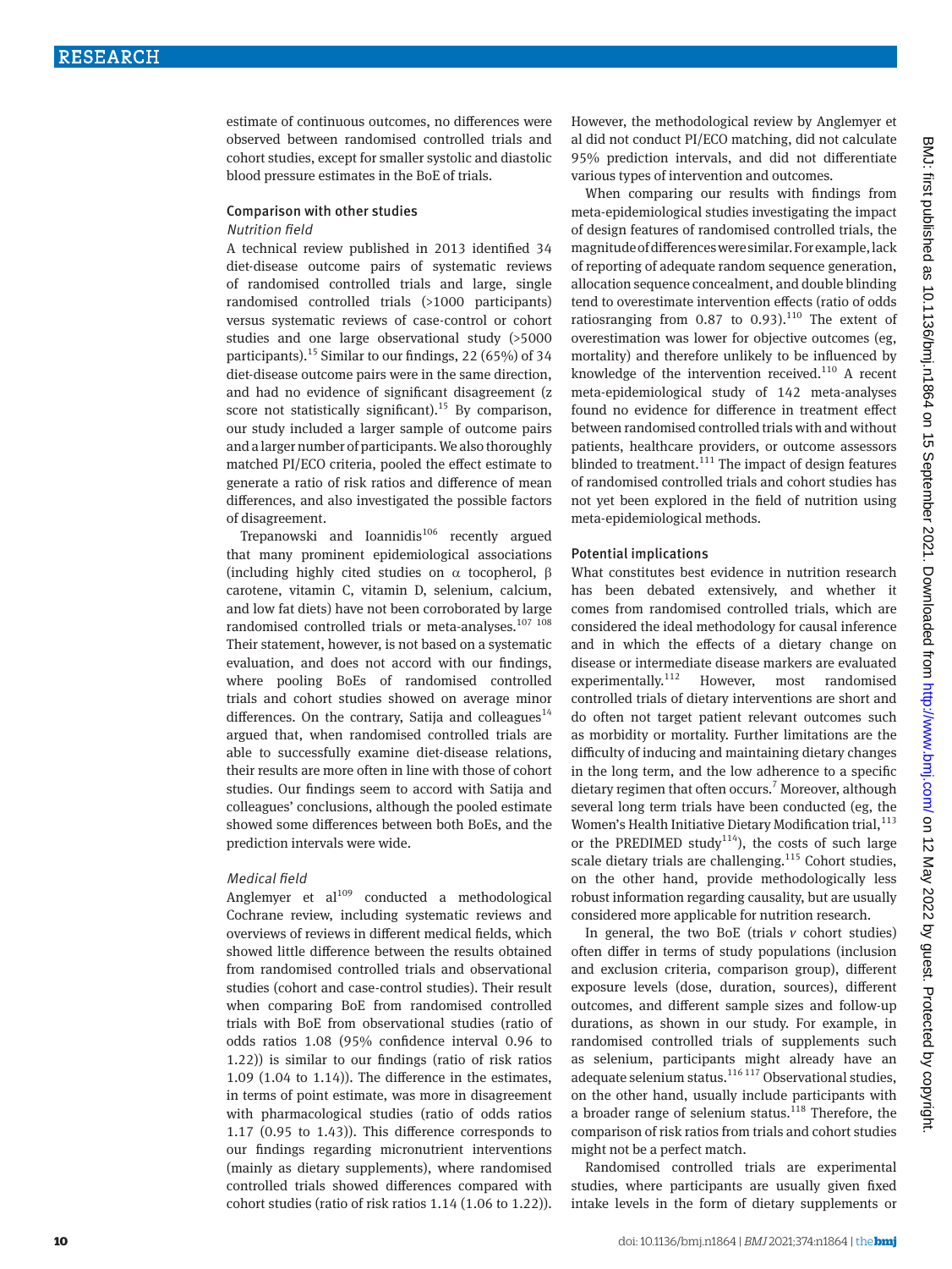estimate of continuous outcomes, no differences were observed between randomised controlled trials and cohort studies, except for smaller systolic and diastolic blood pressure estimates in the BoE of trials.

## Comparison with other studies

### *Nutrition field*

A technical review published in 2013 identified 34 diet-disease outcome pairs of systematic reviews of randomised controlled trials and large, single randomised controlled trials (>1000 participants) versus systematic reviews of case-control or cohort studies and one large observational study (>5000 participants).[15] Similar to our findings, 22 (65%) of 34 diet-disease outcome pairs were in the same direction, and had no evidence of significant disagreement (z score not statistically significant).[15] By comparison, our study included a larger sample of outcome pairs and a larger number of participants. We also thoroughly matched PI/ECO criteria, pooled the effect estimate to generate a ratio of risk ratios and difference of mean differences, and also investigated the possible factors of disagreement.

Trepanowski and Ioannidis[106] recently argued that many prominent epidemiological associations (including highly cited studies on α tocopherol, β carotene, vitamin C, vitamin D, selenium, calcium, and low fat diets) have not been corroborated by large randomised controlled trials or meta-analyses.[107 108] Their statement, however, is not based on a systematic evaluation, and does not accord with our findings, where pooling BoEs of randomised controlled trials and cohort studies showed on average minor differences. On the contrary, Satija and colleagues[14] argued that, when randomised controlled trials are able to successfully examine diet-disease relations, their results are more often in line with those of cohort studies. Our findings seem to accord with Satija and colleagues' conclusions, although the pooled estimate showed some differences between both BoEs, and the prediction intervals were wide.

### *Medical field*

Anglemyer et al[109] conducted a methodological Cochrane review, including systematic reviews and overviews of reviews in different medical fields, which showed little difference between the results obtained from randomised controlled trials and observational studies (cohort and case-control studies). Their result when comparing BoE from randomised controlled trials with BoE from observational studies (ratio of odds ratios 1.08 (95% confidence interval 0.96 to 1.22)) is similar to our findings (ratio of risk ratios 1.09 (1.04 to 1.14)). The difference in the estimates, in terms of point estimate, was more in disagreement with pharmacological studies (ratio of odds ratios 1.17 (0.95 to 1.43)). This difference corresponds to our findings regarding micronutrient interventions (mainly as dietary supplements), where randomised controlled trials showed differences compared with cohort studies (ratio of risk ratios 1.14 (1.06 to 1.22)). However, the methodological review by Anglemyer et al did not conduct PI/ECO matching, did not calculate 95% prediction intervals, and did not differentiate various types of intervention and outcomes.

When comparing our results with findings from meta-epidemiological studies investigating the impact of design features of randomised controlled trials, the magnitude of differences were similar. For example, lack of reporting of adequate random sequence generation, allocation sequence concealment, and double blinding tend to overestimate intervention effects (ratio of odds ratiosranging from 0.87 to 0.93).[110] The extent of overestimation was lower for objective outcomes (eg, mortality) and therefore unlikely to be influenced by knowledge of the intervention received.[110] A recent meta-epidemiological study of 142 meta-analyses found no evidence for difference in treatment effect between randomised controlled trials with and without patients, healthcare providers, or outcome assessors blinded to treatment.[111] The impact of design features of randomised controlled trials and cohort studies has not yet been explored in the field of nutrition using meta-epidemiological methods.

## Potential implications

What constitutes best evidence in nutrition research has been debated extensively, and whether it comes from randomised controlled trials, which are considered the ideal methodology for causal inference and in which the effects of a dietary change on disease or intermediate disease markers are evaluated experimentally.[112] However, most randomised controlled trials of dietary interventions are short and do often not target patient relevant outcomes such as morbidity or mortality. Further limitations are the difficulty of inducing and maintaining dietary changes in the long term, and the low adherence to a specific dietary regimen that often occurs.[7] Moreover, although several long term trials have been conducted (eg, the Women's Health Initiative Dietary Modification trial,[113] or the PREDIMED study[114]), the costs of such large scale dietary trials are challenging.[115] Cohort studies, on the other hand, provide methodologically less robust information regarding causality, but are usually considered more applicable for nutrition research.

In general, the two BoE (trials *v* cohort studies) often differ in terms of study populations (inclusion and exclusion criteria, comparison group), different exposure levels (dose, duration, sources), different outcomes, and different sample sizes and follow-up durations, as shown in our study. For example, in randomised controlled trials of supplements such as selenium, participants might already have an adequate selenium status.[116 117] Observational studies, on the other hand, usually include participants with a broader range of selenium status.[118] Therefore, the comparison of risk ratios from trials and cohort studies might not be a perfect match.

Randomised controlled trials are experimental studies, where participants are usually given fixed intake levels in the form of dietary supplements or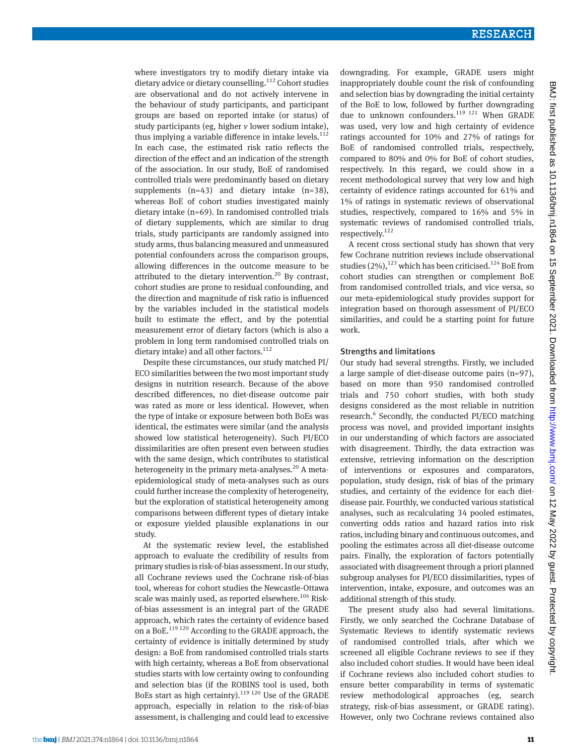where investigators try to modify dietary intake via dietary advice or dietary counselling.[112] Cohort studies are observational and do not actively intervene in the behaviour of study participants, and participant groups are based on reported intake (or status) of study participants (eg, higher *v* lower sodium intake), thus implying a variable difference in intake levels.[112] In each case, the estimated risk ratio reflects the direction of the effect and an indication of the strength of the association. In our study, BoE of randomised controlled trials were predominantly based on dietary supplements (n=43) and dietary intake (n=38), whereas BoE of cohort studies investigated mainly dietary intake (n=69). In randomised controlled trials of dietary supplements, which are similar to drug trials, study participants are randomly assigned into study arms, thus balancing measured and unmeasured potential confounders across the comparison groups, allowing differences in the outcome measure to be attributed to the dietary intervention.[20] By contrast, cohort studies are prone to residual confounding, and the direction and magnitude of risk ratio is influenced by the variables included in the statistical models built to estimate the effect, and by the potential measurement error of dietary factors (which is also a problem in long term randomised controlled trials on dietary intake) and all other factors.[112]

Despite these circumstances, our study matched PI/ECO similarities between the two most important study designs in nutrition research. Because of the above described differences, no diet-disease outcome pair was rated as more or less identical. However, when the type of intake or exposure between both BoEs was identical, the estimates were similar (and the analysis showed low statistical heterogeneity). Such PI/ECO dissimilarities are often present even between studies with the same design, which contributes to statistical heterogeneity in the primary meta-analyses.[20] A meta-epidemiological study of meta-analyses such as ours could further increase the complexity of heterogeneity, but the exploration of statistical heterogeneity among comparisons between different types of dietary intake or exposure yielded plausible explanations in our study.

At the systematic review level, the established approach to evaluate the credibility of results from primary studies is risk-of-bias assessment. In our study, all Cochrane reviews used the Cochrane risk-of-bias tool, whereas for cohort studies the Newcastle-Ottawa scale was mainly used, as reported elsewhere.[104] Risk-of-bias assessment is an integral part of the GRADE approach, which rates the certainty of evidence based on a BoE.[119 120] According to the GRADE approach, the certainty of evidence is initially determined by study design: a BoE from randomised controlled trials starts with high certainty, whereas a BoE from observational studies starts with low certainty owing to confounding and selection bias (if the ROBINS tool is used, both BoEs start as high certainty).[119 120] Use of the GRADE approach, especially in relation to the risk-of-bias assessment, is challenging and could lead to excessive downgrading. For example, GRADE users might inappropriately double count the risk of confounding and selection bias by downgrading the initial certainty of the BoE to low, followed by further downgrading due to unknown confounders.[119 121] When GRADE was used, very low and high certainty of evidence ratings accounted for 10% and 27% of ratings for BoE of randomised controlled trials, respectively, compared to 80% and 0% for BoE of cohort studies, respectively. In this regard, we could show in a recent methodological survey that very low and high certainty of evidence ratings accounted for 61% and 1% of ratings in systematic reviews of observational studies, respectively, compared to 16% and 5% in systematic reviews of randomised controlled trials, respectively.[122]

A recent cross sectional study has shown that very few Cochrane nutrition reviews include observational studies (2%),[123] which has been criticised.[124] BoE from cohort studies can strengthen or complement BoE from randomised controlled trials, and vice versa, so our meta-epidemiological study provides support for integration based on thorough assessment of PI/ECO similarities, and could be a starting point for future work.

### Strengths and limitations

Our study had several strengths. Firstly, we included a large sample of diet-disease outcome pairs (n=97), based on more than 950 randomised controlled trials and 750 cohort studies, with both study designs considered as the most reliable in nutrition research.[6] Secondly, the conducted PI/ECO matching process was novel, and provided important insights in our understanding of which factors are associated with disagreement. Thirdly, the data extraction was extensive, retrieving information on the description of interventions or exposures and comparators, population, study design, risk of bias of the primary studies, and certainty of the evidence for each diet-disease pair. Fourthly, we conducted various statistical analyses, such as recalculating 34 pooled estimates, converting odds ratios and hazard ratios into risk ratios, including binary and continuous outcomes, and pooling the estimates across all diet-disease outcome pairs. Finally, the exploration of factors potentially associated with disagreement through a priori planned subgroup analyses for PI/ECO dissimilarities, types of intervention, intake, exposure, and outcomes was an additional strength of this study.

The present study also had several limitations. Firstly, we only searched the Cochrane Database of Systematic Reviews to identify systematic reviews of randomised controlled trials, after which we screened all eligible Cochrane reviews to see if they also included cohort studies. It would have been ideal if Cochrane reviews also included cohort studies to ensure better comparability in terms of systematic review methodological approaches (eg, search strategy, risk-of-bias assessment, or GRADE rating). However, only two Cochrane reviews contained also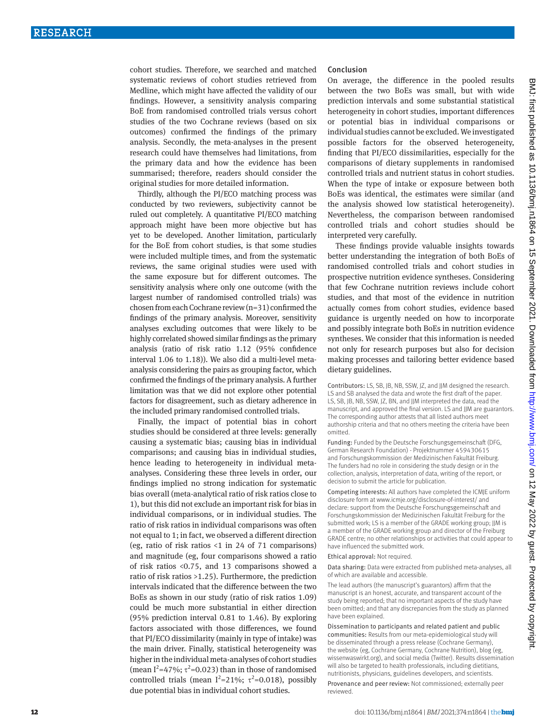cohort studies. Therefore, we searched and matched systematic reviews of cohort studies retrieved from Medline, which might have affected the validity of our findings. However, a sensitivity analysis comparing BoE from randomised controlled trials versus cohort studies of the two Cochrane reviews (based on six outcomes) confirmed the findings of the primary analysis. Secondly, the meta-analyses in the present research could have themselves had limitations, from the primary data and how the evidence has been summarised; therefore, readers should consider the original studies for more detailed information.

Thirdly, although the PI/ECO matching process was conducted by two reviewers, subjectivity cannot be ruled out completely. A quantitative PI/ECO matching approach might have been more objective but has yet to be developed. Another limitation, particularly for the BoE from cohort studies, is that some studies were included multiple times, and from the systematic reviews, the same original studies were used with the same exposure but for different outcomes. The sensitivity analysis where only one outcome (with the largest number of randomised controlled trials) was chosen from each Cochrane review (n=31) confirmed the findings of the primary analysis. Moreover, sensitivity analyses excluding outcomes that were likely to be highly correlated showed similar findings as the primary analysis (ratio of risk ratio 1.12 (95% confidence interval 1.06 to 1.18)). We also did a multi-level meta-analysis considering the pairs as grouping factor, which confirmed the findings of the primary analysis. A further limitation was that we did not explore other potential factors for disagreement, such as dietary adherence in the included primary randomised controlled trials.

Finally, the impact of potential bias in cohort studies should be considered at three levels: generally causing a systematic bias; causing bias in individual comparisons; and causing bias in individual studies, hence leading to heterogeneity in individual meta-analyses. Considering these three levels in order, our findings implied no strong indication for systematic bias overall (meta-analytical ratio of risk ratios close to 1), but this did not exclude an important risk for bias in individual comparisons, or in individual studies. The ratio of risk ratios in individual comparisons was often not equal to 1; in fact, we observed a different direction (eg, ratio of risk ratios <1 in 24 of 71 comparisons) and magnitude (eg, four comparisons showed a ratio of risk ratios <0.75, and 13 comparisons showed a ratio of risk ratios >1.25). Furthermore, the prediction intervals indicated that the difference between the two BoEs as shown in our study (ratio of risk ratios 1.09) could be much more substantial in either direction (95% prediction interval 0.81 to 1.46). By exploring factors associated with those differences, we found that PI/ECO dissimilarity (mainly in type of intake) was the main driver. Finally, statistical heterogeneity was higher in the individual meta-analyses of cohort studies (mean $I^2$=47%; $\tau^2$=0.023) than in those of randomised controlled trials (mean $I^2$=21%; $\tau^2$=0.018), possibly due potential bias in individual cohort studies.

## Conclusion

On average, the difference in the pooled results between the two BoEs was small, but with wide prediction intervals and some substantial statistical heterogeneity in cohort studies, important differences or potential bias in individual comparisons or individual studies cannot be excluded. We investigated possible factors for the observed heterogeneity, finding that PI/ECO dissimilarities, especially for the comparisons of dietary supplements in randomised controlled trials and nutrient status in cohort studies. When the type of intake or exposure between both BoEs was identical, the estimates were similar (and the analysis showed low statistical heterogeneity). Nevertheless, the comparison between randomised controlled trials and cohort studies should be interpreted very carefully.

These findings provide valuable insights towards better understanding the integration of both BoEs of randomised controlled trials and cohort studies in prospective nutrition evidence syntheses. Considering that few Cochrane nutrition reviews include cohort studies, and that most of the evidence in nutrition actually comes from cohort studies, evidence based guidance is urgently needed on how to incorporate and possibly integrate both BoEs in nutrition evidence syntheses. We consider that this information is needed not only for research purposes but also for decision making processes and tailoring better evidence based dietary guidelines.

Contributors: LS, SB, JB, NB, SSW, JZ, and JJM designed the research. LS and SB analysed the data and wrote the first draft of the paper. LS, SB, JB, NB, SSW, JZ, BN, and JJM interpreted the data, read the manuscript, and approved the final version. LS and JJM are guarantors. The corresponding author attests that all listed authors meet authorship criteria and that no others meeting the criteria have been omitted.

Funding: Funded by the Deutsche Forschungsgemeinschaft (DFG, German Research Foundation) - Projektnummer 459430615 and Forschungskommission der Medizinischen Fakultät Freiburg. The funders had no role in considering the study design or in the collection, analysis, interpretation of data, writing of the report, or decision to submit the article for publication.

Competing interests: All authors have completed the ICMJE uniform disclosure form at www.icmje.org/disclosure-of-interest/ and declare: support from the Deutsche Forschungsgemeinschaft and Forschungskommission der Medizinischen Fakultät Freiburg for the submitted work; LS is a member of the GRADE working group; JJM is a member of the GRADE working group and director of the Freiburg GRADE centre; no other relationships or activities that could appear to have influenced the submitted work.

Ethical approval: Not required.

Data sharing: Data were extracted from published meta-analyses, all of which are available and accessible.

The lead authors (the manuscript's guarantors) affirm that the manuscript is an honest, accurate, and transparent account of the study being reported; that no important aspects of the study have been omitted; and that any discrepancies from the study as planned have been explained.

Dissemination to participants and related patient and public communities: Results from our meta-epidemiological study will be disseminated through a press release (Cochrane Germany), the website (eg, Cochrane Germany, Cochrane Nutrition), blog (eg, wissenwaswirkt.org), and social media (Twitter). Results dissemination will also be targeted to health professionals, including dietitians, nutritionists, physicians, guidelines developers, and scientists.

Provenance and peer review: Not commissioned; externally peer reviewed.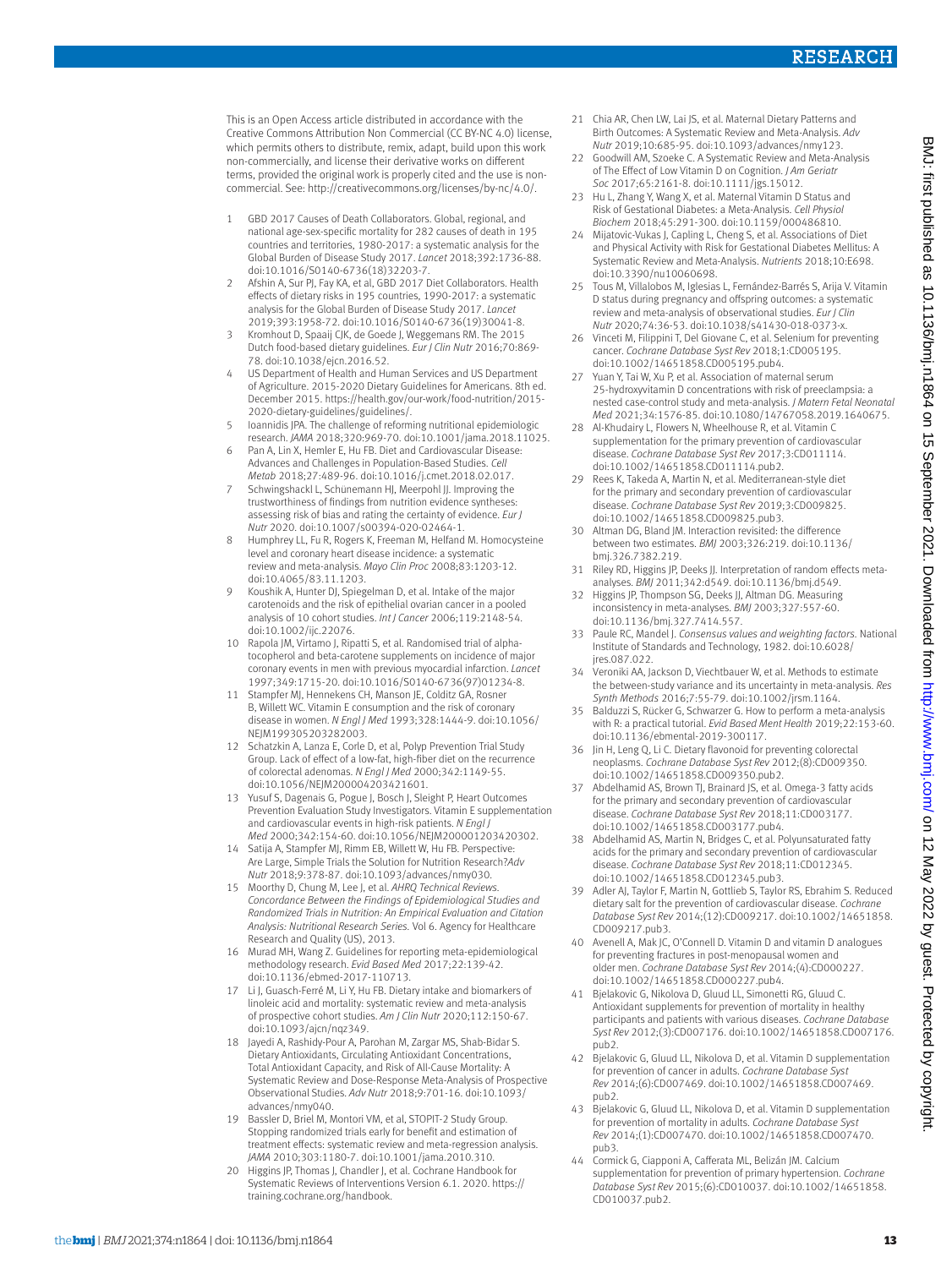This is an Open Access article distributed in accordance with the Creative Commons Attribution Non Commercial (CC BY-NC 4.0) license, which permits others to distribute, remix, adapt, build upon this work non-commercially, and license their derivative works on different terms, provided the original work is properly cited and the use is non-commercial. See: http://creativecommons.org/licenses/by-nc/4.0/.

1. GBD 2017 Causes of Death Collaborators. Global, regional, and national age-sex-specific mortality for 282 causes of death in 195 countries and territories, 1980-2017: a systematic analysis for the Global Burden of Disease Study 2017. *Lancet* 2018;392:1736-88. doi:10.1016/S0140-6736(18)32203-7.
2. Afshin A, Sur PJ, Fay KA, et al, GBD 2017 Diet Collaborators. Health effects of dietary risks in 195 countries, 1990-2017: a systematic analysis for the Global Burden of Disease Study 2017. *Lancet* 2019;393:1958-72. doi:10.1016/S0140-6736(19)30041-8.
3. Kromhout D, Spaaij CJK, de Goede J, Weggemans RM. The 2015 Dutch food-based dietary guidelines. *Eur J Clin Nutr* 2016;70:869-78. doi:10.1038/ejcn.2016.52.
4. US Department of Health and Human Services and US Department of Agriculture. 2015-2020 Dietary Guidelines for Americans. 8th ed. December 2015. https://health.gov/our-work/food-nutrition/2015-2020-dietary-guidelines/guidelines/.
5. Ioannidis JPA. The challenge of reforming nutritional epidemiologic research. *JAMA* 2018;320:969-70. doi:10.1001/jama.2018.11025.
6. Pan A, Lin X, Hemler E, Hu FB. Diet and Cardiovascular Disease: Advances and Challenges in Population-Based Studies. *Cell Metab* 2018;27:489-96. doi:10.1016/j.cmet.2018.02.017.
7. Schwingshackl L, Schünemann HJ, Meerpohl JJ. Improving the trustworthiness of findings from nutrition evidence syntheses: assessing risk of bias and rating the certainty of evidence. *Eur J Nutr* 2020. doi:10.1007/s00394-020-02464-1.
8. Humphrey LL, Fu R, Rogers K, Freeman M, Helfand M. Homocysteine level and coronary heart disease incidence: a systematic review and meta-analysis. *Mayo Clin Proc* 2008;83:1203-12. doi:10.4065/83.11.1203.
9. Koushik A, Hunter DJ, Spiegelman D, et al. Intake of the major carotenoids and the risk of epithelial ovarian cancer in a pooled analysis of 10 cohort studies. *Int J Cancer* 2006;119:2148-54. doi:10.1002/ijc.22076.
10. Rapola JM, Virtamo J, Ripatti S, et al. Randomised trial of alpha-tocopherol and beta-carotene supplements on incidence of major coronary events in men with previous myocardial infarction. *Lancet* 1997;349:1715-20. doi:10.1016/S0140-6736(97)01234-8.
11. Stampfer MJ, Hennekens CH, Manson JE, Colditz GA, Rosner B, Willett WC. Vitamin E consumption and the risk of coronary disease in women. *N Engl J Med* 1993;328:1444-9. doi:10.1056/NEJM199305203282003.
12. Schatzkin A, Lanza E, Corle D, et al, Polyp Prevention Trial Study Group. Lack of effect of a low-fat, high-fiber diet on the recurrence of colorectal adenomas. *N Engl J Med* 2000;342:1149-55. doi:10.1056/NEJM200004203421601.
13. Yusuf S, Dagenais G, Pogue J, Bosch J, Sleight P, Heart Outcomes Prevention Evaluation Study Investigators. Vitamin E supplementation and cardiovascular events in high-risk patients. *N Engl J Med* 2000;342:154-60. doi:10.1056/NEJM200001203420302.
14. Satija A, Stampfer MJ, Rimm EB, Willett W, Hu FB. Perspective: Are Large, Simple Trials the Solution for Nutrition Research?*Adv Nutr* 2018;9:378-87. doi:10.1093/advances/nmy030.
15. Moorthy D, Chung M, Lee J, et al. *AHRQ Technical Reviews. Concordance Between the Findings of Epidemiological Studies and Randomized Trials in Nutrition: An Empirical Evaluation and Citation Analysis: Nutritional Research Series.* Vol 6. Agency for Healthcare Research and Quality (US), 2013.
16. Murad MH, Wang Z. Guidelines for reporting meta-epidemiological methodology research. *Evid Based Med* 2017;22:139-42. doi:10.1136/ebmed-2017-110713.
17. Li J, Guasch-Ferré M, Li Y, Hu FB. Dietary intake and biomarkers of linoleic acid and mortality: systematic review and meta-analysis of prospective cohort studies. *Am J Clin Nutr* 2020;112:150-67. doi:10.1093/ajcn/nqz349.
18. Jayedi A, Rashidy-Pour A, Parohan M, Zargar MS, Shab-Bidar S. Dietary Antioxidants, Circulating Antioxidant Concentrations, Total Antioxidant Capacity, and Risk of All-Cause Mortality: A Systematic Review and Dose-Response Meta-Analysis of Prospective Observational Studies. *Adv Nutr* 2018;9:701-16. doi:10.1093/advances/nmy040.
19. Bassler D, Briel M, Montori VM, et al, STOPIT-2 Study Group. Stopping randomized trials early for benefit and estimation of treatment effects: systematic review and meta-regression analysis. *JAMA* 2010;303:1180-7. doi:10.1001/jama.2010.310.
20. Higgins JP, Thomas J, Chandler J, et al. Cochrane Handbook for Systematic Reviews of Interventions Version 6.1. 2020. https://training.cochrane.org/handbook.
21. Chia AR, Chen LW, Lai JS, et al. Maternal Dietary Patterns and Birth Outcomes: A Systematic Review and Meta-Analysis. *Adv Nutr* 2019;10:685-95. doi:10.1093/advances/nmy123.
22. Goodwill AM, Szoeke C. A Systematic Review and Meta-Analysis of The Effect of Low Vitamin D on Cognition. *J Am Geriatr Soc* 2017;65:2161-8. doi:10.1111/jgs.15012.
23. Hu L, Zhang Y, Wang X, et al. Maternal Vitamin D Status and Risk of Gestational Diabetes: a Meta-Analysis. *Cell Physiol Biochem* 2018;45:291-300. doi:10.1159/000486810.
24. Mijatovic-Vukas J, Capling L, Cheng S, et al. Associations of Diet and Physical Activity with Risk for Gestational Diabetes Mellitus: A Systematic Review and Meta-Analysis. *Nutrients* 2018;10:E698. doi:10.3390/nu10060698.
25. Tous M, Villalobos M, Iglesias L, Fernández-Barrés S, Arija V. Vitamin D status during pregnancy and offspring outcomes: a systematic review and meta-analysis of observational studies. *Eur J Clin Nutr* 2020;74:36-53. doi:10.1038/s41430-018-0373-x.
26. Vinceti M, Filippini T, Del Giovane C, et al. Selenium for preventing cancer. *Cochrane Database Syst Rev* 2018;1:CD005195. doi:10.1002/14651858.CD005195.pub4.
27. Yuan Y, Tai W, Xu P, et al. Association of maternal serum 25-hydroxyvitamin D concentrations with risk of preeclampsia: a nested case-control study and meta-analysis. *J Matern Fetal Neonatal Med* 2021;34:1576-85. doi:10.1080/14767058.2019.1640675.
28. Al-Khudairy L, Flowers N, Wheelhouse R, et al. Vitamin C supplementation for the primary prevention of cardiovascular disease. *Cochrane Database Syst Rev* 2017;3:CD011114. doi:10.1002/14651858.CD011114.pub2.
29. Rees K, Takeda A, Martin N, et al. Mediterranean-style diet for the primary and secondary prevention of cardiovascular disease. *Cochrane Database Syst Rev* 2019;3:CD009825. doi:10.1002/14651858.CD009825.pub3.
30. Altman DG, Bland JM. Interaction revisited: the difference between two estimates. *BMJ* 2003;326:219. doi:10.1136/bmj.326.7382.219.
31. Riley RD, Higgins JP, Deeks JJ. Interpretation of random effects meta-analyses. *BMJ* 2011;342:d549. doi:10.1136/bmj.d549.
32. Higgins JP, Thompson SG, Deeks JJ, Altman DG. Measuring inconsistency in meta-analyses. *BMJ* 2003;327:557-60. doi:10.1136/bmj.327.7414.557.
33. Paule RC, Mandel J. *Consensus values and weighting factors.* National Institute of Standards and Technology, 1982. doi:10.6028/jres.087.022.
34. Veroniki AA, Jackson D, Viechtbauer W, et al. Methods to estimate the between-study variance and its uncertainty in meta-analysis. *Res Synth Methods* 2016;7:55-79. doi:10.1002/jrsm.1164.
35. Balduzzi S, Rücker G, Schwarzer G. How to perform a meta-analysis with R: a practical tutorial. *Evid Based Ment Health* 2019;22:153-60. doi:10.1136/ebmental-2019-300117.
36. Jin H, Leng Q, Li C. Dietary flavonoid for preventing colorectal neoplasms. *Cochrane Database Syst Rev* 2012;(8):CD009350. doi:10.1002/14651858.CD009350.pub2.
37. Abdelhamid AS, Brown TJ, Brainard JS, et al. Omega-3 fatty acids for the primary and secondary prevention of cardiovascular disease. *Cochrane Database Syst Rev* 2018;11:CD003177. doi:10.1002/14651858.CD003177.pub4.
38. Abdelhamid AS, Martin N, Bridges C, et al. Polyunsaturated fatty acids for the primary and secondary prevention of cardiovascular disease. *Cochrane Database Syst Rev* 2018;11:CD012345. doi:10.1002/14651858.CD012345.pub3.
39. Adler AJ, Taylor F, Martin N, Gottlieb S, Taylor RS, Ebrahim S. Reduced dietary salt for the prevention of cardiovascular disease. *Cochrane Database Syst Rev* 2014;(12):CD009217. doi:10.1002/14651858.CD009217.pub3.
40. Avenell A, Mak JC, O'Connell D. Vitamin D and vitamin D analogues for preventing fractures in post-menopausal women and older men. *Cochrane Database Syst Rev* 2014;(4):CD000227. doi:10.1002/14651858.CD000227.pub4.
41. Bjelakovic G, Nikolova D, Gluud LL, Simonetti RG, Gluud C. Antioxidant supplements for prevention of mortality in healthy participants and patients with various diseases. *Cochrane Database Syst Rev* 2012;(3):CD007176. doi:10.1002/14651858.CD007176.pub2.
42. Bjelakovic G, Gluud LL, Nikolova D, et al. Vitamin D supplementation for prevention of cancer in adults. *Cochrane Database Syst Rev* 2014;(6):CD007469. doi:10.1002/14651858.CD007469.pub2.
43. Bjelakovic G, Gluud LL, Nikolova D, et al. Vitamin D supplementation for prevention of mortality in adults. *Cochrane Database Syst Rev* 2014;(1):CD007470. doi:10.1002/14651858.CD007470.pub3.
44. Cormick G, Ciapponi A, Cafferata ML, Belizán JM. Calcium supplementation for prevention of primary hypertension. *Cochrane Database Syst Rev* 2015;(6):CD010037. doi:10.1002/14651858.CD010037.pub2.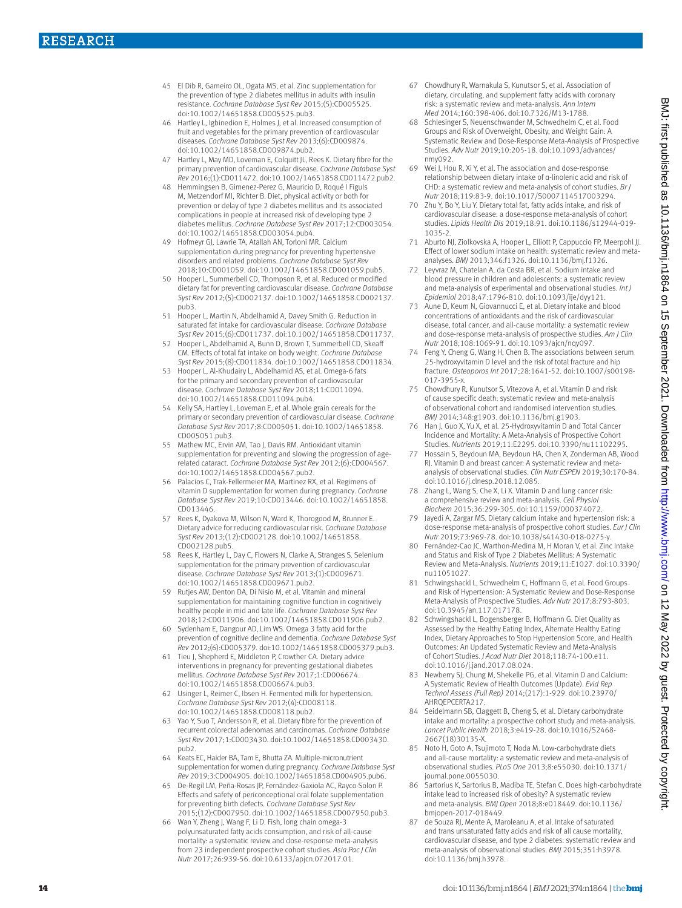45 El Dib R, Gameiro OL, Ogata MS, et al. Zinc supplementation for the prevention of type 2 diabetes mellitus in adults with insulin resistance. *Cochrane Database Syst Rev* 2015;(5):CD005525. doi:10.1002/14651858.CD005525.pub3.

46 Hartley L, Igbinedion E, Holmes J, et al. Increased consumption of fruit and vegetables for the primary prevention of cardiovascular diseases. *Cochrane Database Syst Rev* 2013;(6):CD009874. doi:10.1002/14651858.CD009874.pub2.

47 Hartley L, May MD, Loveman E, Colquitt JL, Rees K. Dietary fibre for the primary prevention of cardiovascular disease. *Cochrane Database Syst Rev* 2016;(1):CD011472. doi:10.1002/14651858.CD011472.pub2.

48 Hemmingsen B, Gimenez-Perez G, Mauricio D, Roqué I Figuls M, Metzendorf MI, Richter B. Diet, physical activity or both for prevention or delay of type 2 diabetes mellitus and its associated complications in people at increased risk of developing type 2 diabetes mellitus. *Cochrane Database Syst Rev* 2017;12:CD003054. doi:10.1002/14651858.CD003054.pub4.

49 Hofmeyr GJ, Lawrie TA, Atallah AN, Torloni MR. Calcium supplementation during pregnancy for preventing hypertensive disorders and related problems. *Cochrane Database Syst Rev* 2018;10:CD001059. doi:10.1002/14651858.CD001059.pub5.

50 Hooper L, Summerbell CD, Thompson R, et al. Reduced or modified dietary fat for preventing cardiovascular disease. *Cochrane Database Syst Rev* 2012;(5):CD002137. doi:10.1002/14651858.CD002137.pub3.

51 Hooper L, Martin N, Abdelhamid A, Davey Smith G. Reduction in saturated fat intake for cardiovascular disease. *Cochrane Database Syst Rev* 2015;(6):CD011737. doi:10.1002/14651858.CD011737.

52 Hooper L, Abdelhamid A, Bunn D, Brown T, Summerbell CD, Skeaff CM. Effects of total fat intake on body weight. *Cochrane Database Syst Rev* 2015;(8):CD011834. doi:10.1002/14651858.CD011834.

53 Hooper L, Al-Khudairy L, Abdelhamid AS, et al. Omega-6 fats for the primary and secondary prevention of cardiovascular disease. *Cochrane Database Syst Rev* 2018;11:CD011094. doi:10.1002/14651858.CD011094.pub4.

54 Kelly SA, Hartley L, Loveman E, et al. Whole grain cereals for the primary or secondary prevention of cardiovascular disease. *Cochrane Database Syst Rev* 2017;8:CD005051. doi:10.1002/14651858.CD005051.pub3.

55 Mathew MC, Ervin AM, Tao J, Davis RM. Antioxidant vitamin supplementation for preventing and slowing the progression of age-related cataract. *Cochrane Database Syst Rev* 2012;(6):CD004567. doi:10.1002/14651858.CD004567.pub2.

56 Palacios C, Trak-Fellermeier MA, Martinez RX, et al. Regimens of vitamin D supplementation for women during pregnancy. *Cochrane Database Syst Rev* 2019;10:CD013446. doi:10.1002/14651858.CD013446.

57 Rees K, Dyakova M, Wilson N, Ward K, Thorogood M, Brunner E. Dietary advice for reducing cardiovascular risk. *Cochrane Database Syst Rev* 2013;(12):CD002128. doi:10.1002/14651858.CD002128.pub5.

58 Rees K, Hartley L, Day C, Flowers N, Clarke A, Stranges S. Selenium supplementation for the primary prevention of cardiovascular disease. *Cochrane Database Syst Rev* 2013;(1):CD009671. doi:10.1002/14651858.CD009671.pub2.

59 Rutjes AW, Denton DA, Di Nisio M, et al. Vitamin and mineral supplementation for maintaining cognitive function in cognitively healthy people in mid and late life. *Cochrane Database Syst Rev* 2018;12:CD011906. doi:10.1002/14651858.CD011906.pub2.

60 Sydenham E, Dangour AD, Lim WS. Omega 3 fatty acid for the prevention of cognitive decline and dementia. *Cochrane Database Syst Rev* 2012;(6):CD005379. doi:10.1002/14651858.CD005379.pub3.

61 Tieu J, Shepherd E, Middleton P, Crowther CA. Dietary advice interventions in pregnancy for preventing gestational diabetes mellitus. *Cochrane Database Syst Rev* 2017;1:CD006674. doi:10.1002/14651858.CD006674.pub3.

62 Usinger L, Reimer C, Ibsen H. Fermented milk for hypertension. *Cochrane Database Syst Rev* 2012;(4):CD008118. doi:10.1002/14651858.CD008118.pub2.

63 Yao Y, Suo T, Andersson R, et al. Dietary fibre for the prevention of recurrent colorectal adenomas and carcinomas. *Cochrane Database Syst Rev* 2017;1:CD003430. doi:10.1002/14651858.CD003430.pub2.

64 Keats EC, Haider BA, Tam E, Bhutta ZA. Multiple-micronutrient supplementation for women during pregnancy. *Cochrane Database Syst Rev* 2019;3:CD004905. doi:10.1002/14651858.CD004905.pub6.

65 De-Regil LM, Peña-Rosas JP, Fernández-Gaxiola AC, Rayco-Solon P. Effects and safety of periconceptional oral folate supplementation for preventing birth defects. *Cochrane Database Syst Rev* 2015;(12):CD007950. doi:10.1002/14651858.CD007950.pub3.

66 Wan Y, Zheng J, Wang F, Li D. Fish, long chain omega-3 polyunsaturated fatty acids consumption, and risk of all-cause mortality: a systematic review and dose-response meta-analysis from 23 independent prospective cohort studies. *Asia Pac J Clin Nutr* 2017;26:939-56. doi:10.6133/apjcn.072017.01.

67 Chowdhury R, Warnakula S, Kunutsor S, et al. Association of dietary, circulating, and supplement fatty acids with coronary risk: a systematic review and meta-analysis. *Ann Intern Med* 2014;160:398-406. doi:10.7326/M13-1788.

68 Schlesinger S, Neuenschwander M, Schwedhelm C, et al. Food Groups and Risk of Overweight, Obesity, and Weight Gain: A Systematic Review and Dose-Response Meta-Analysis of Prospective Studies. *Adv Nutr* 2019;10:205-18. doi:10.1093/advances/nmy092.

69 Wei J, Hou R, Xi Y, et al. The association and dose-response relationship between dietary intake of α-linolenic acid and risk of CHD: a systematic review and meta-analysis of cohort studies. *Br J Nutr* 2018;119:83-9. doi:10.1017/S0007114517003294.

70 Zhu Y, Bo Y, Liu Y. Dietary total fat, fatty acids intake, and risk of cardiovascular disease: a dose-response meta-analysis of cohort studies. *Lipids Health Dis* 2019;18:91. doi:10.1186/s12944-019-1035-2.

71 Aburto NJ, Ziolkovska A, Hooper L, Elliott P, Cappuccio FP, Meerpohl JJ. Effect of lower sodium intake on health: systematic review and meta-analyses. *BMJ* 2013;346:f1326. doi:10.1136/bmj.f1326.

72 Leyvraz M, Chatelan A, da Costa BR, et al. Sodium intake and blood pressure in children and adolescents: a systematic review and meta-analysis of experimental and observational studies. *Int J Epidemiol* 2018;47:1796-810. doi:10.1093/ije/dyy121.

73 Aune D, Keum N, Giovannucci E, et al. Dietary intake and blood concentrations of antioxidants and the risk of cardiovascular disease, total cancer, and all-cause mortality: a systematic review and dose-response meta-analysis of prospective studies. *Am J Clin Nutr* 2018;108:1069-91. doi:10.1093/ajcn/nqy097.

74 Feng Y, Cheng G, Wang H, Chen B. The associations between serum 25-hydroxyvitamin D level and the risk of total fracture and hip fracture. *Osteoporos Int* 2017;28:1641-52. doi:10.1007/s00198-017-3955-x.

75 Chowdhury R, Kunutsor S, Vitezova A, et al. Vitamin D and risk of cause specific death: systematic review and meta-analysis of observational cohort and randomised intervention studies. *BMJ* 2014;348:g1903. doi:10.1136/bmj.g1903.

76 Han J, Guo X, Yu X, et al. 25-Hydroxyvitamin D and Total Cancer Incidence and Mortality: A Meta-Analysis of Prospective Cohort Studies. *Nutrients* 2019;11:E2295. doi:10.3390/nu11102295.

77 Hossain S, Beydoun MA, Beydoun HA, Chen X, Zonderman AB, Wood RJ. Vitamin D and breast cancer: A systematic review and meta-analysis of observational studies. *Clin Nutr ESPEN* 2019;30:170-84. doi:10.1016/j.clnesp.2018.12.085.

78 Zhang L, Wang S, Che X, Li X. Vitamin D and lung cancer risk: a comprehensive review and meta-analysis. *Cell Physiol Biochem* 2015;36:299-305. doi:10.1159/000374072.

79 Jayedi A, Zargar MS. Dietary calcium intake and hypertension risk: a dose-response meta-analysis of prospective cohort studies. *Eur J Clin Nutr* 2019;73:969-78. doi:10.1038/s41430-018-0275-y.

80 Fernández-Cao JC, Warthon-Medina M, H Moran V, et al. Zinc Intake and Status and Risk of Type 2 Diabetes Mellitus: A Systematic Review and Meta-Analysis. *Nutrients* 2019;11:E1027. doi:10.3390/nu11051027.

81 Schwingshackl L, Schwedhelm C, Hoffmann G, et al. Food Groups and Risk of Hypertension: A Systematic Review and Dose-Response Meta-Analysis of Prospective Studies. *Adv Nutr* 2017;8:793-803. doi:10.3945/an.117.017178.

82 Schwingshackl L, Bogensberger B, Hoffmann G. Diet Quality as Assessed by the Healthy Eating Index, Alternate Healthy Eating Index, Dietary Approaches to Stop Hypertension Score, and Health Outcomes: An Updated Systematic Review and Meta-Analysis of Cohort Studies. *J Acad Nutr Diet* 2018;118:74-100.e11. doi:10.1016/j.jand.2017.08.024.

83 Newberry SJ, Chung M, Shekelle PG, et al. Vitamin D and Calcium: A Systematic Review of Health Outcomes (Update). *Evid Rep Technol Assess (Full Rep)* 2014;(217):1-929. doi:10.23970/AHRQEPCERTA217.

84 Seidelmann SB, Claggett B, Cheng S, et al. Dietary carbohydrate intake and mortality: a prospective cohort study and meta-analysis. *Lancet Public Health* 2018;3:e419-28. doi:10.1016/S2468-2667(18)30135-X.

85 Noto H, Goto A, Tsujimoto T, Noda M. Low-carbohydrate diets and all-cause mortality: a systematic review and meta-analysis of observational studies. *PLoS One* 2013;8:e55030. doi:10.1371/journal.pone.0055030.

86 Sartorius K, Sartorius B, Madiba TE, Stefan C. Does high-carbohydrate intake lead to increased risk of obesity? A systematic review and meta-analysis. *BMJ Open* 2018;8:e018449. doi:10.1136/bmjopen-2017-018449.

87 de Souza RJ, Mente A, Maroleanu A, et al. Intake of saturated and trans unsaturated fatty acids and risk of all cause mortality, cardiovascular disease, and type 2 diabetes: systematic review and meta-analysis of observational studies. *BMJ* 2015;351:h3978. doi:10.1136/bmj.h3978.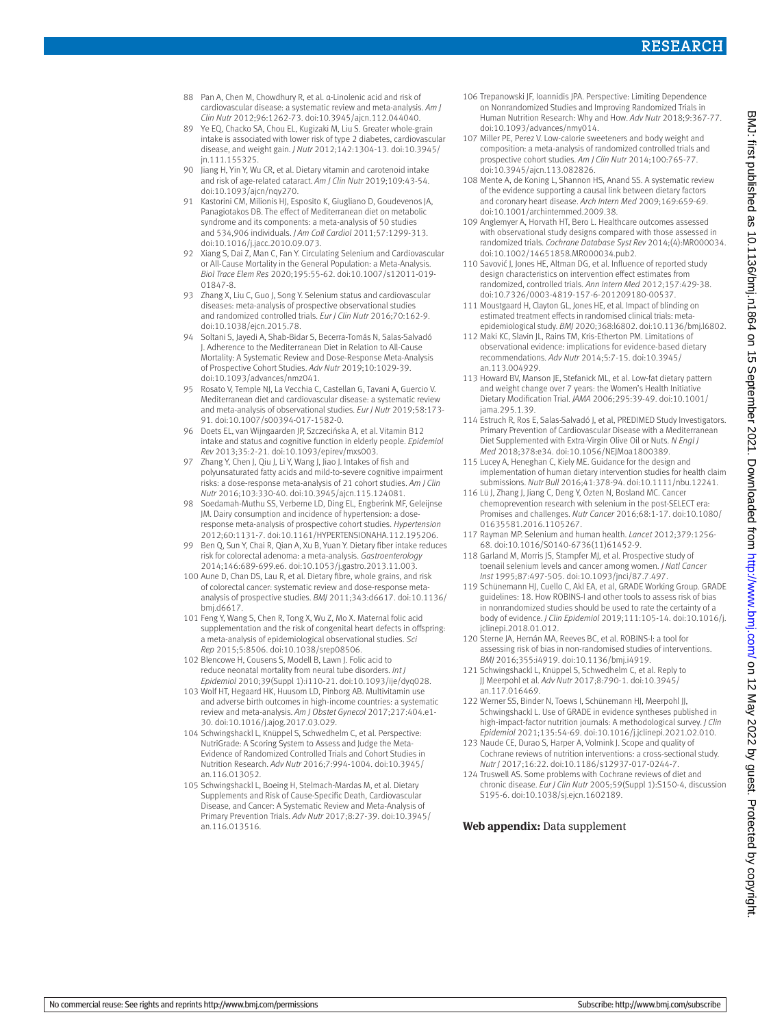88 Pan A, Chen M, Chowdhury R, et al. α-Linolenic acid and risk of cardiovascular disease: a systematic review and meta-analysis. *Am J Clin Nutr* 2012;96:1262-73. doi:10.3945/ajcn.112.044040.

89 Ye EQ, Chacko SA, Chou EL, Kugizaki M, Liu S. Greater whole-grain intake is associated with lower risk of type 2 diabetes, cardiovascular disease, and weight gain. *J Nutr* 2012;142:1304-13. doi:10.3945/jn.111.155325.

90 Jiang H, Yin Y, Wu CR, et al. Dietary vitamin and carotenoid intake and risk of age-related cataract. *Am J Clin Nutr* 2019;109:43-54. doi:10.1093/ajcn/nqy270.

91 Kastorini CM, Milionis HJ, Esposito K, Giugliano D, Goudevenos JA, Panagiotakos DB. The effect of Mediterranean diet on metabolic syndrome and its components: a meta-analysis of 50 studies and 534,906 individuals. *J Am Coll Cardiol* 2011;57:1299-313. doi:10.1016/j.jacc.2010.09.073.

92 Xiang S, Dai Z, Man C, Fan Y. Circulating Selenium and Cardiovascular or All-Cause Mortality in the General Population: a Meta-Analysis. *Biol Trace Elem Res* 2020;195:55-62. doi:10.1007/s12011-019-01847-8.

93 Zhang X, Liu C, Guo J, Song Y. Selenium status and cardiovascular diseases: meta-analysis of prospective observational studies and randomized controlled trials. *Eur J Clin Nutr* 2016;70:162-9. doi:10.1038/ejcn.2015.78.

94 Soltani S, Jayedi A, Shab-Bidar S, Becerra-Tomás N, Salas-Salvadó J. Adherence to the Mediterranean Diet in Relation to All-Cause Mortality: A Systematic Review and Dose-Response Meta-Analysis of Prospective Cohort Studies. *Adv Nutr* 2019;10:1029-39. doi:10.1093/advances/nmz041.

95 Rosato V, Temple NJ, La Vecchia C, Castellan G, Tavani A, Guercio V. Mediterranean diet and cardiovascular disease: a systematic review and meta-analysis of observational studies. *Eur J Nutr* 2019;58:173-91. doi:10.1007/s00394-017-1582-0.

96 Doets EL, van Wijngaarden JP, Szczecińska A, et al. Vitamin B12 intake and status and cognitive function in elderly people. *Epidemiol Rev* 2013;35:2-21. doi:10.1093/epirev/mxs003.

97 Zhang Y, Chen J, Qiu J, Li Y, Wang J, Jiao J. Intakes of fish and polyunsaturated fatty acids and mild-to-severe cognitive impairment risks: a dose-response meta-analysis of 21 cohort studies. *Am J Clin Nutr* 2016;103:330-40. doi:10.3945/ajcn.115.124081.

98 Soedamah-Muthu SS, Verberne LD, Ding EL, Engberink MF, Geleijnse JM. Dairy consumption and incidence of hypertension: a dose-response meta-analysis of prospective cohort studies. *Hypertension* 2012;60:1131-7. doi:10.1161/HYPERTENSIONAHA.112.195206.

99 Ben Q, Sun Y, Chai R, Qian A, Xu B, Yuan Y. Dietary fiber intake reduces risk for colorectal adenoma: a meta-analysis. *Gastroenterology* 2014;146:689-699.e6. doi:10.1053/j.gastro.2013.11.003.

100 Aune D, Chan DS, Lau R, et al. Dietary fibre, whole grains, and risk of colorectal cancer: systematic review and dose-response meta-analysis of prospective studies. *BMJ* 2011;343:d6617. doi:10.1136/bmj.d6617.

101 Feng Y, Wang S, Chen R, Tong X, Wu Z, Mo X. Maternal folic acid supplementation and the risk of congenital heart defects in offspring: a meta-analysis of epidemiological observational studies. *Sci Rep* 2015;5:8506. doi:10.1038/srep08506.

102 Blencowe H, Cousens S, Modell B, Lawn J. Folic acid to reduce neonatal mortality from neural tube disorders. *Int J Epidemiol* 2010;39(Suppl 1):i110-21. doi:10.1093/ije/dyq028.

103 Wolf HT, Hegaard HK, Huusom LD, Pinborg AB. Multivitamin use and adverse birth outcomes in high-income countries: a systematic review and meta-analysis. *Am J Obstet Gynecol* 2017;217:404.e1-30. doi:10.1016/j.ajog.2017.03.029.

104 Schwingshackl L, Knüppel S, Schwedhelm C, et al. Perspective: NutriGrade: A Scoring System to Assess and Judge the Meta-Evidence of Randomized Controlled Trials and Cohort Studies in Nutrition Research. *Adv Nutr* 2016;7:994-1004. doi:10.3945/an.116.013052.

105 Schwingshackl L, Boeing H, Stelmach-Mardas M, et al. Dietary Supplements and Risk of Cause-Specific Death, Cardiovascular Disease, and Cancer: A Systematic Review and Meta-Analysis of Primary Prevention Trials. *Adv Nutr* 2017;8:27-39. doi:10.3945/an.116.013516.

106 Trepanowski JF, Ioannidis JPA. Perspective: Limiting Dependence on Nonrandomized Studies and Improving Randomized Trials in Human Nutrition Research: Why and How. *Adv Nutr* 2018;9:367-77. doi:10.1093/advances/nmy014.

107 Miller PE, Perez V. Low-calorie sweeteners and body weight and composition: a meta-analysis of randomized controlled trials and prospective cohort studies. *Am J Clin Nutr* 2014;100:765-77. doi:10.3945/ajcn.113.082826.

108 Mente A, de Koning L, Shannon HS, Anand SS. A systematic review of the evidence supporting a causal link between dietary factors and coronary heart disease. *Arch Intern Med* 2009;169:659-69. doi:10.1001/archinternmed.2009.38.

109 Anglemyer A, Horvath HT, Bero L. Healthcare outcomes assessed with observational study designs compared with those assessed in randomized trials. *Cochrane Database Syst Rev* 2014;(4):MR000034. doi:10.1002/14651858.MR000034.pub2.

110 Savović J, Jones HE, Altman DG, et al. Influence of reported study design characteristics on intervention effect estimates from randomized, controlled trials. *Ann Intern Med* 2012;157:429-38. doi:10.7326/0003-4819-157-6-201209180-00537.

111 Moustgaard H, Clayton GL, Jones HE, et al. Impact of blinding on estimated treatment effects in randomised clinical trials: meta-epidemiological study. *BMJ* 2020;368:l6802. doi:10.1136/bmj.l6802.

112 Maki KC, Slavin JL, Rains TM, Kris-Etherton PM. Limitations of observational evidence: implications for evidence-based dietary recommendations. *Adv Nutr* 2014;5:7-15. doi:10.3945/an.113.004929.

113 Howard BV, Manson JE, Stefanick ML, et al. Low-fat dietary pattern and weight change over 7 years: the Women's Health Initiative Dietary Modification Trial. *JAMA* 2006;295:39-49. doi:10.1001/jama.295.1.39.

114 Estruch R, Ros E, Salas-Salvadó J, et al, PREDIMED Study Investigators. Primary Prevention of Cardiovascular Disease with a Mediterranean Diet Supplemented with Extra-Virgin Olive Oil or Nuts. *N Engl J Med* 2018;378:e34. doi:10.1056/NEJMoa1800389.

115 Lucey A, Heneghan C, Kiely ME. Guidance for the design and implementation of human dietary intervention studies for health claim submissions. *Nutr Bull* 2016;41:378-94. doi:10.1111/nbu.12241.

116 Lü J, Zhang J, Jiang C, Deng Y, Özten N, Bosland MC. Cancer chemoprevention research with selenium in the post-SELECT era: Promises and challenges. *Nutr Cancer* 2016;68:1-17. doi:10.1080/01635581.2016.1105267.

117 Rayman MP. Selenium and human health. *Lancet* 2012;379:1256-68. doi:10.1016/S0140-6736(11)61452-9.

118 Garland M, Morris JS, Stampfer MJ, et al. Prospective study of toenail selenium levels and cancer among women. *J Natl Cancer Inst* 1995;87:497-505. doi:10.1093/jnci/87.7.497.

119 Schünemann HJ, Cuello C, Akl EA, et al, GRADE Working Group. GRADE guidelines: 18. How ROBINS-I and other tools to assess risk of bias in nonrandomized studies should be used to rate the certainty of a body of evidence. *J Clin Epidemiol* 2019;111:105-14. doi:10.1016/j.jclinepi.2018.01.012.

120 Sterne JA, Hernán MA, Reeves BC, et al. ROBINS-I: a tool for assessing risk of bias in non-randomised studies of interventions. *BMJ* 2016;355:i4919. doi:10.1136/bmj.i4919.

121 Schwingshackl L, Knüppel S, Schwedhelm C, et al. Reply to JJ Meerpohl et al. *Adv Nutr* 2017;8:790-1. doi:10.3945/an.117.016469.

122 Werner SS, Binder N, Toews I, Schünemann HJ, Meerpohl JJ, Schwingshackl L. Use of GRADE in evidence syntheses published in high-impact-factor nutrition journals: A methodological survey. *J Clin Epidemiol* 2021;135:54-69. doi:10.1016/j.jclinepi.2021.02.010.

123 Naude CE, Durao S, Harper A, Volmink J. Scope and quality of Cochrane reviews of nutrition interventions: a cross-sectional study. *Nutr J* 2017;16:22. doi:10.1186/s12937-017-0244-7.

124 Truswell AS. Some problems with Cochrane reviews of diet and chronic disease. *Eur J Clin Nutr* 2005;59(Suppl 1):S150-4, discussion S195-6. doi:10.1038/sj.ejcn.1602189.

**Web appendix:** Data supplement